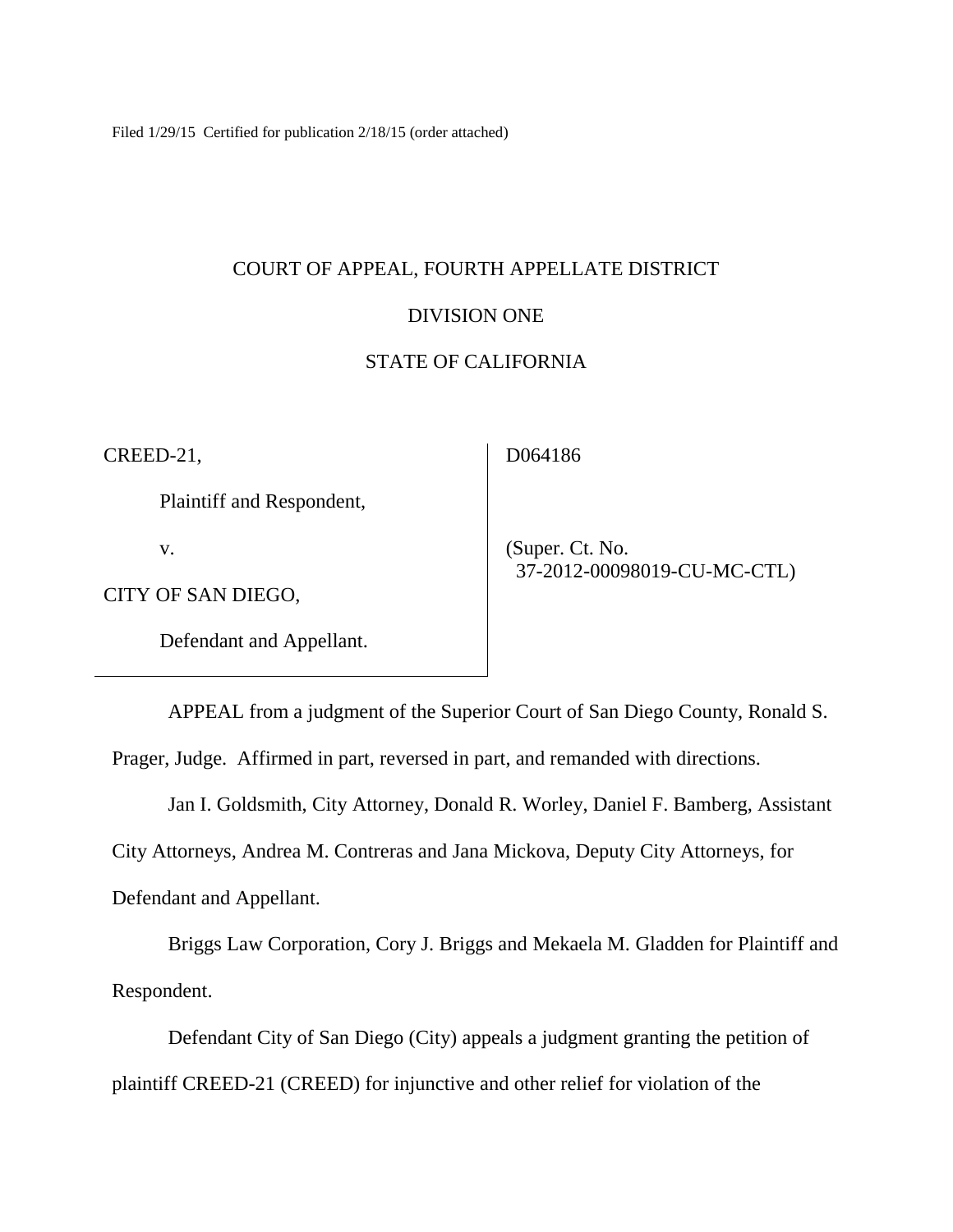Filed 1/29/15 Certified for publication 2/18/15 (order attached)

COURT OF APPEAL, FOURTH APPELLATE DISTRICT

DIVISION ONE

STATE OF CALIFORNIA

| | |
|---|---|
| CREED-21,<br><br>Plaintiff and Respondent,<br><br>v.<br><br>CITY OF SAN DIEGO,<br><br>Defendant and Appellant. | D064186<br><br>(Super. Ct. No. 37-2012-00098019-CU-MC-CTL) |

APPEAL from a judgment of the Superior Court of San Diego County, Ronald S. Prager, Judge. Affirmed in part, reversed in part, and remanded with directions.

Jan I. Goldsmith, City Attorney, Donald R. Worley, Daniel F. Bamberg, Assistant City Attorneys, Andrea M. Contreras and Jana Mickova, Deputy City Attorneys, for Defendant and Appellant.

Briggs Law Corporation, Cory J. Briggs and Mekaela M. Gladden for Plaintiff and Respondent.

Defendant City of San Diego (City) appeals a judgment granting the petition of plaintiff CREED-21 (CREED) for injunctive and other relief for violation of the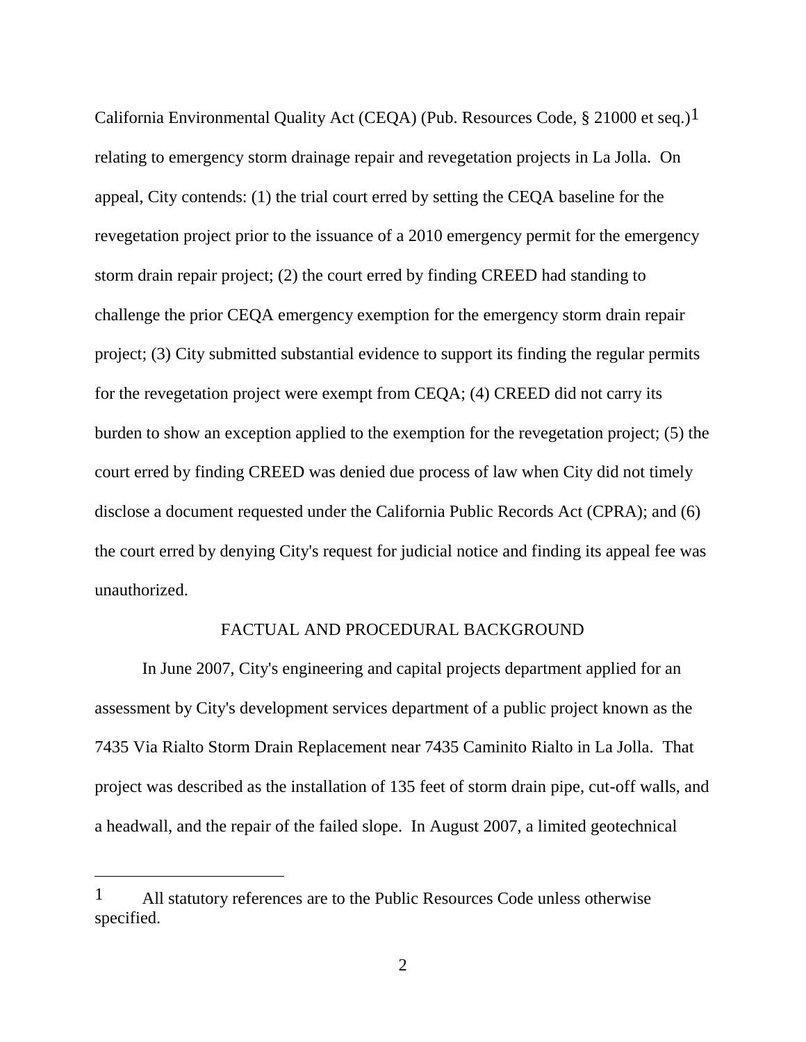California Environmental Quality Act (CEQA) (Pub. Resources Code, § 21000 et seq.)[1] relating to emergency storm drainage repair and revegetation projects in La Jolla. On appeal, City contends: (1) the trial court erred by setting the CEQA baseline for the revegetation project prior to the issuance of a 2010 emergency permit for the emergency storm drain repair project; (2) the court erred by finding CREED had standing to challenge the prior CEQA emergency exemption for the emergency storm drain repair project; (3) City submitted substantial evidence to support its finding the regular permits for the revegetation project were exempt from CEQA; (4) CREED did not carry its burden to show an exception applied to the exemption for the revegetation project; (5) the court erred by finding CREED was denied due process of law when City did not timely disclose a document requested under the California Public Records Act (CPRA); and (6) the court erred by denying City's request for judicial notice and finding its appeal fee was unauthorized.

## FACTUAL AND PROCEDURAL BACKGROUND

In June 2007, City's engineering and capital projects department applied for an assessment by City's development services department of a public project known as the 7435 Via Rialto Storm Drain Replacement near 7435 Caminito Rialto in La Jolla. That project was described as the installation of 135 feet of storm drain pipe, cut-off walls, and a headwall, and the repair of the failed slope. In August 2007, a limited geotechnical

---

[1] All statutory references are to the Public Resources Code unless otherwise specified.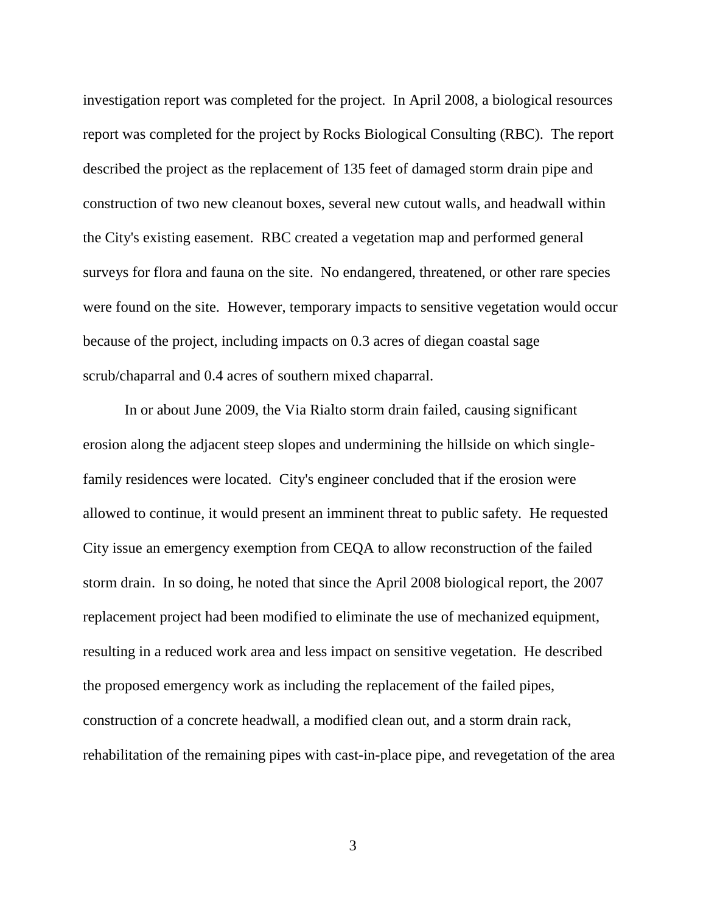investigation report was completed for the project. In April 2008, a biological resources report was completed for the project by Rocks Biological Consulting (RBC). The report described the project as the replacement of 135 feet of damaged storm drain pipe and construction of two new cleanout boxes, several new cutout walls, and headwall within the City's existing easement. RBC created a vegetation map and performed general surveys for flora and fauna on the site. No endangered, threatened, or other rare species were found on the site. However, temporary impacts to sensitive vegetation would occur because of the project, including impacts on 0.3 acres of diegan coastal sage scrub/chaparral and 0.4 acres of southern mixed chaparral.

In or about June 2009, the Via Rialto storm drain failed, causing significant erosion along the adjacent steep slopes and undermining the hillside on which single-family residences were located. City's engineer concluded that if the erosion were allowed to continue, it would present an imminent threat to public safety. He requested City issue an emergency exemption from CEQA to allow reconstruction of the failed storm drain. In so doing, he noted that since the April 2008 biological report, the 2007 replacement project had been modified to eliminate the use of mechanized equipment, resulting in a reduced work area and less impact on sensitive vegetation. He described the proposed emergency work as including the replacement of the failed pipes, construction of a concrete headwall, a modified clean out, and a storm drain rack, rehabilitation of the remaining pipes with cast-in-place pipe, and revegetation of the area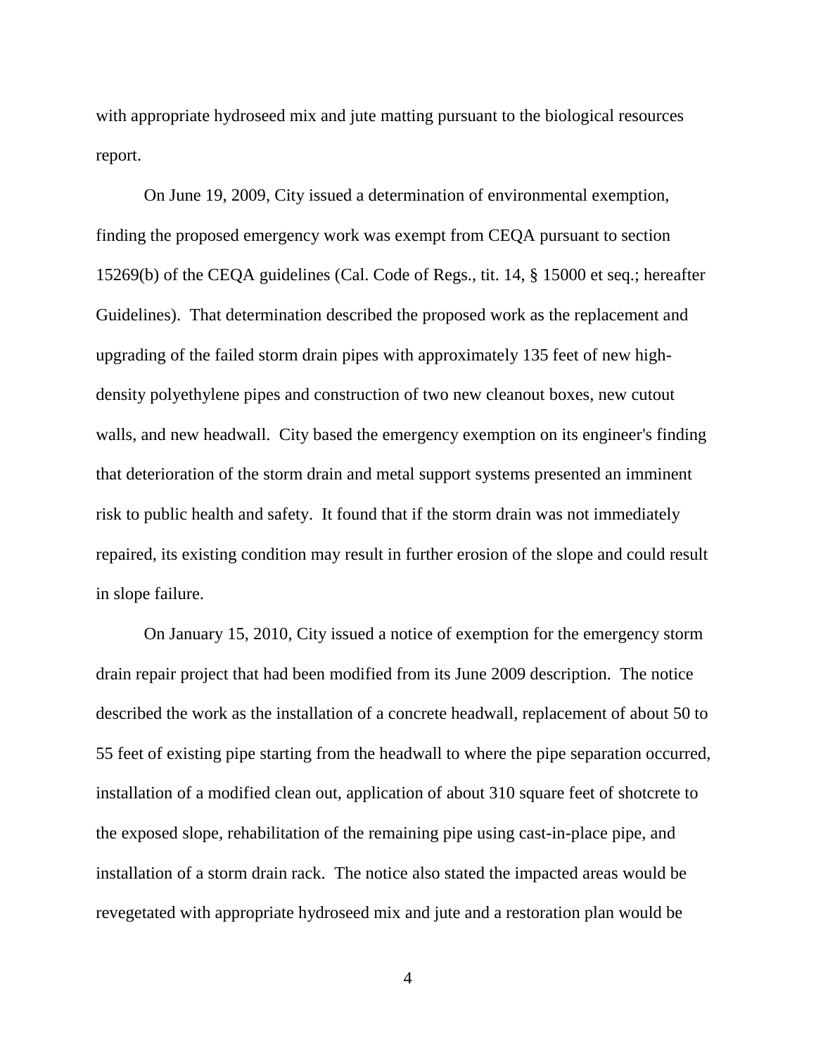with appropriate hydroseed mix and jute matting pursuant to the biological resources report.

On June 19, 2009, City issued a determination of environmental exemption, finding the proposed emergency work was exempt from CEQA pursuant to section 15269(b) of the CEQA guidelines (Cal. Code of Regs., tit. 14, § 15000 et seq.; hereafter Guidelines). That determination described the proposed work as the replacement and upgrading of the failed storm drain pipes with approximately 135 feet of new high-density polyethylene pipes and construction of two new cleanout boxes, new cutout walls, and new headwall. City based the emergency exemption on its engineer's finding that deterioration of the storm drain and metal support systems presented an imminent risk to public health and safety. It found that if the storm drain was not immediately repaired, its existing condition may result in further erosion of the slope and could result in slope failure.

On January 15, 2010, City issued a notice of exemption for the emergency storm drain repair project that had been modified from its June 2009 description. The notice described the work as the installation of a concrete headwall, replacement of about 50 to 55 feet of existing pipe starting from the headwall to where the pipe separation occurred, installation of a modified clean out, application of about 310 square feet of shotcrete to the exposed slope, rehabilitation of the remaining pipe using cast-in-place pipe, and installation of a storm drain rack. The notice also stated the impacted areas would be revegetated with appropriate hydroseed mix and jute and a restoration plan would be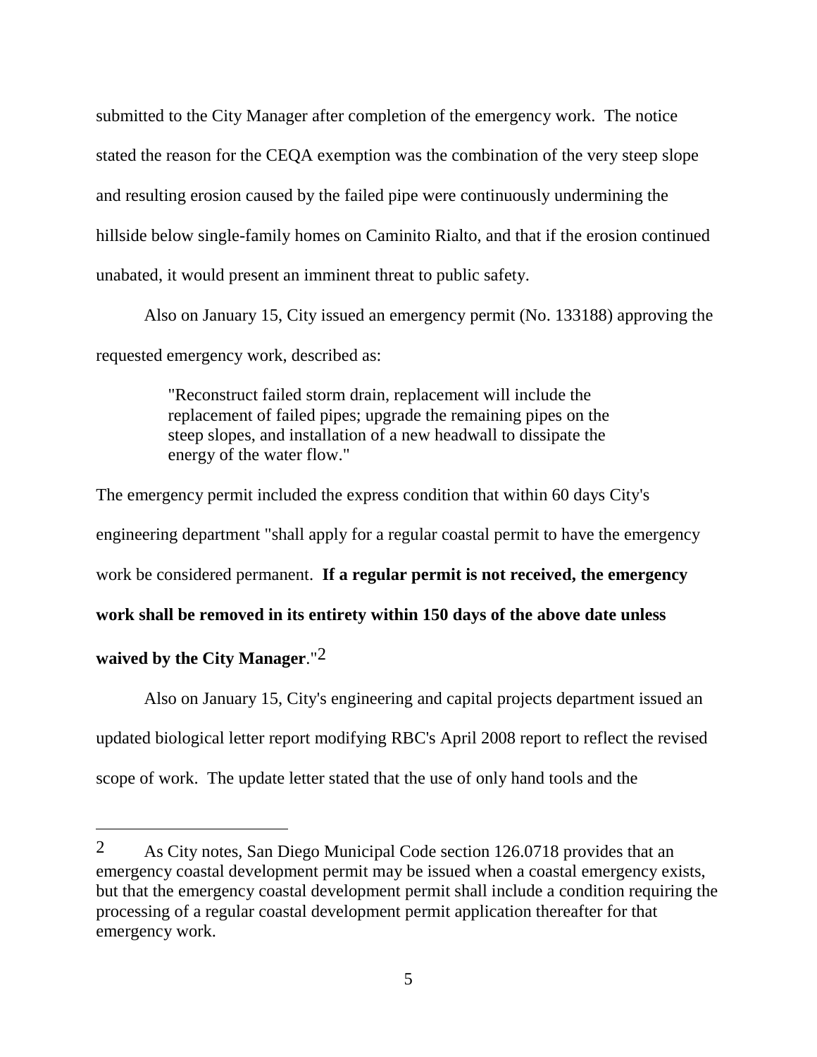submitted to the City Manager after completion of the emergency work. The notice stated the reason for the CEQA exemption was the combination of the very steep slope and resulting erosion caused by the failed pipe were continuously undermining the hillside below single-family homes on Caminito Rialto, and that if the erosion continued unabated, it would present an imminent threat to public safety.

Also on January 15, City issued an emergency permit (No. 133188) approving the requested emergency work, described as:

> "Reconstruct failed storm drain, replacement will include the replacement of failed pipes; upgrade the remaining pipes on the steep slopes, and installation of a new headwall to dissipate the energy of the water flow."

The emergency permit included the express condition that within 60 days City's engineering department "shall apply for a regular coastal permit to have the emergency work be considered permanent. **If a regular permit is not received, the emergency work shall be removed in its entirety within 150 days of the above date unless waived by the City Manager**."[2]

Also on January 15, City's engineering and capital projects department issued an updated biological letter report modifying RBC's April 2008 report to reflect the revised scope of work. The update letter stated that the use of only hand tools and the

---

[2] As City notes, San Diego Municipal Code section 126.0718 provides that an emergency coastal development permit may be issued when a coastal emergency exists, but that the emergency coastal development permit shall include a condition requiring the processing of a regular coastal development permit application thereafter for that emergency work.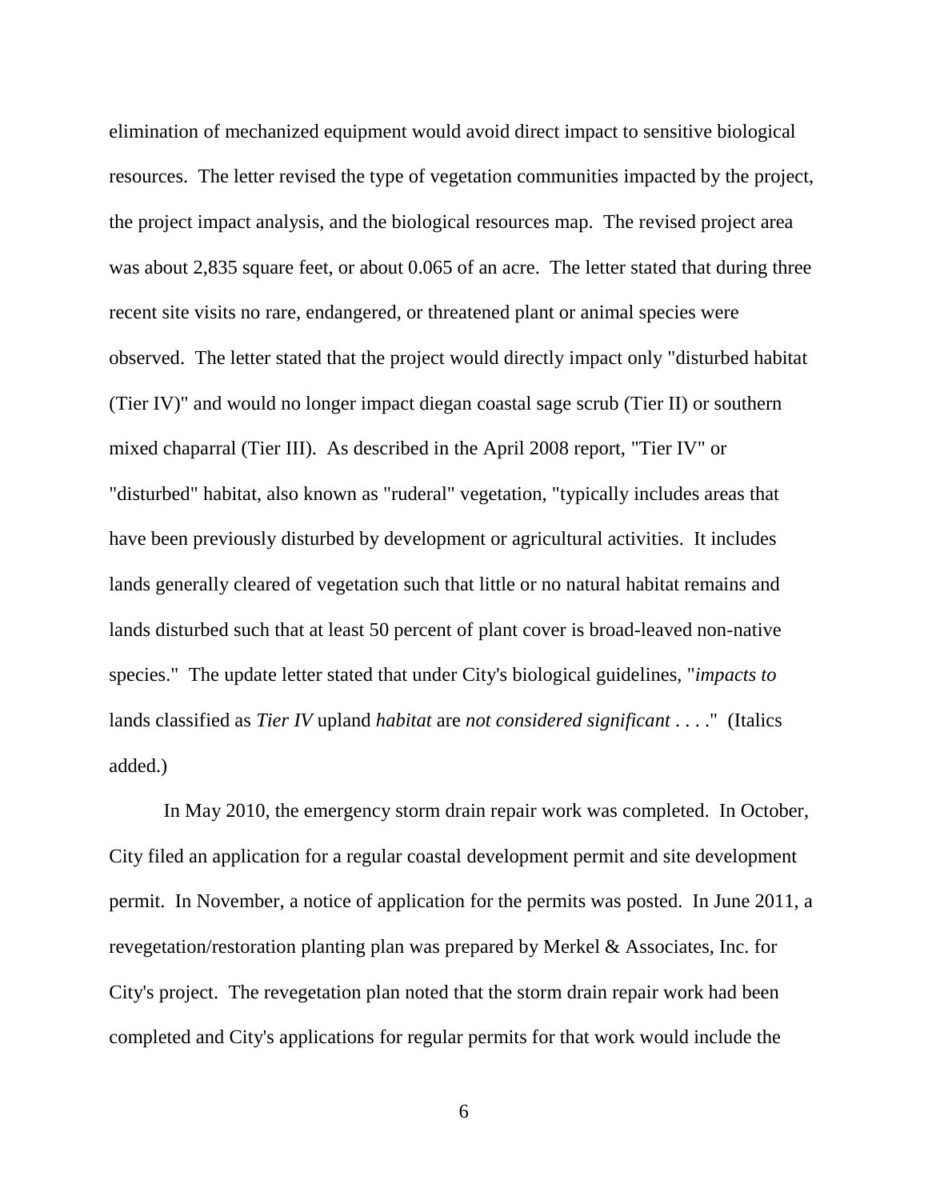elimination of mechanized equipment would avoid direct impact to sensitive biological resources. The letter revised the type of vegetation communities impacted by the project, the project impact analysis, and the biological resources map. The revised project area was about 2,835 square feet, or about 0.065 of an acre. The letter stated that during three recent site visits no rare, endangered, or threatened plant or animal species were observed. The letter stated that the project would directly impact only "disturbed habitat (Tier IV)" and would no longer impact diegan coastal sage scrub (Tier II) or southern mixed chaparral (Tier III). As described in the April 2008 report, "Tier IV" or "disturbed" habitat, also known as "ruderal" vegetation, "typically includes areas that have been previously disturbed by development or agricultural activities. It includes lands generally cleared of vegetation such that little or no natural habitat remains and lands disturbed such that at least 50 percent of plant cover is broad-leaved non-native species." The update letter stated that under City's biological guidelines, "*impacts to* lands classified as *Tier IV* upland *habitat* are *not considered significant* . . . ." (Italics added.)

In May 2010, the emergency storm drain repair work was completed. In October, City filed an application for a regular coastal development permit and site development permit. In November, a notice of application for the permits was posted. In June 2011, a revegetation/restoration planting plan was prepared by Merkel & Associates, Inc. for City's project. The revegetation plan noted that the storm drain repair work had been completed and City's applications for regular permits for that work would include the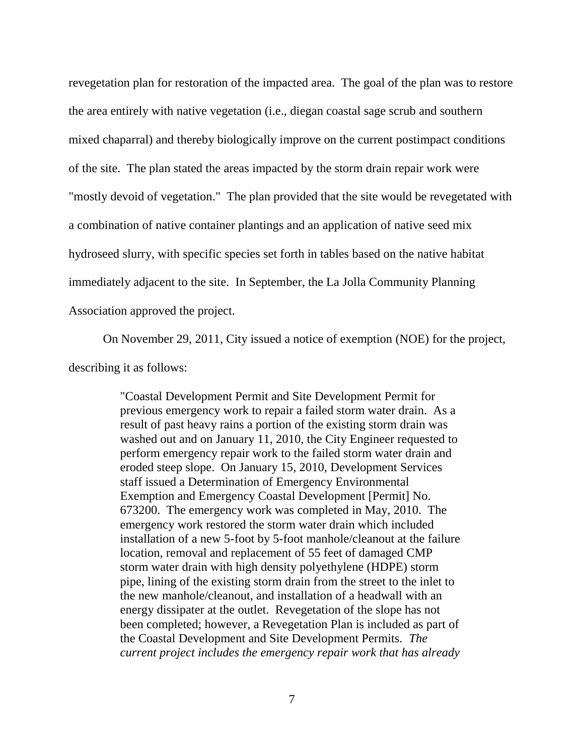revegetation plan for restoration of the impacted area. The goal of the plan was to restore the area entirely with native vegetation (i.e., diegan coastal sage scrub and southern mixed chaparral) and thereby biologically improve on the current postimpact conditions of the site. The plan stated the areas impacted by the storm drain repair work were "mostly devoid of vegetation." The plan provided that the site would be revegetated with a combination of native container plantings and an application of native seed mix hydroseed slurry, with specific species set forth in tables based on the native habitat immediately adjacent to the site. In September, the La Jolla Community Planning Association approved the project.

On November 29, 2011, City issued a notice of exemption (NOE) for the project, describing it as follows:

> "Coastal Development Permit and Site Development Permit for previous emergency work to repair a failed storm water drain. As a result of past heavy rains a portion of the existing storm drain was washed out and on January 11, 2010, the City Engineer requested to perform emergency repair work to the failed storm water drain and eroded steep slope. On January 15, 2010, Development Services staff issued a Determination of Emergency Environmental Exemption and Emergency Coastal Development [Permit] No. 673200. The emergency work was completed in May, 2010. The emergency work restored the storm water drain which included installation of a new 5-foot by 5-foot manhole/cleanout at the failure location, removal and replacement of 55 feet of damaged CMP storm water drain with high density polyethylene (HDPE) storm pipe, lining of the existing storm drain from the street to the inlet to the new manhole/cleanout, and installation of a headwall with an energy dissipater at the outlet. Revegetation of the slope has not been completed; however, a Revegetation Plan is included as part of the Coastal Development and Site Development Permits. *The current project includes the emergency repair work that has already*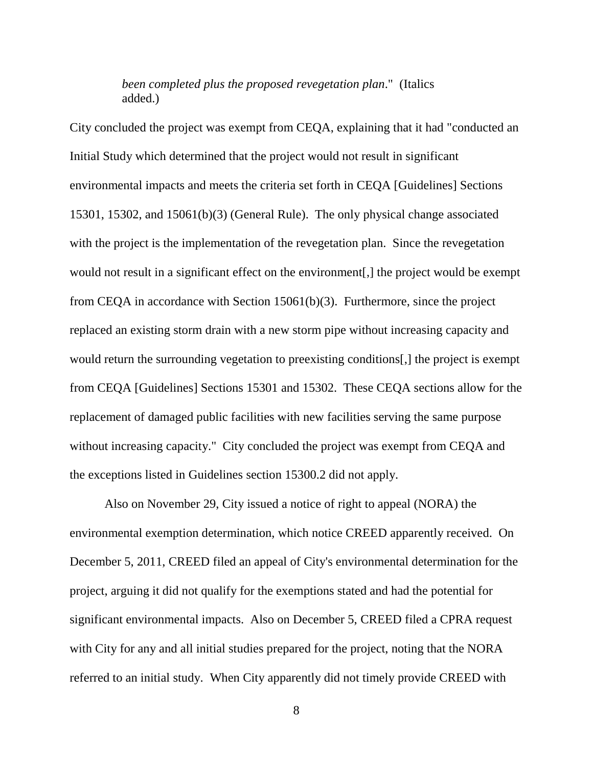> *been completed plus the proposed revegetation plan*." (Italics added.)

City concluded the project was exempt from CEQA, explaining that it had "conducted an Initial Study which determined that the project would not result in significant environmental impacts and meets the criteria set forth in CEQA [Guidelines] Sections 15301, 15302, and 15061(b)(3) (General Rule). The only physical change associated with the project is the implementation of the revegetation plan. Since the revegetation would not result in a significant effect on the environment[,] the project would be exempt from CEQA in accordance with Section 15061(b)(3). Furthermore, since the project replaced an existing storm drain with a new storm pipe without increasing capacity and would return the surrounding vegetation to preexisting conditions[,] the project is exempt from CEQA [Guidelines] Sections 15301 and 15302. These CEQA sections allow for the replacement of damaged public facilities with new facilities serving the same purpose without increasing capacity." City concluded the project was exempt from CEQA and the exceptions listed in Guidelines section 15300.2 did not apply.

Also on November 29, City issued a notice of right to appeal (NORA) the environmental exemption determination, which notice CREED apparently received. On December 5, 2011, CREED filed an appeal of City's environmental determination for the project, arguing it did not qualify for the exemptions stated and had the potential for significant environmental impacts. Also on December 5, CREED filed a CPRA request with City for any and all initial studies prepared for the project, noting that the NORA referred to an initial study. When City apparently did not timely provide CREED with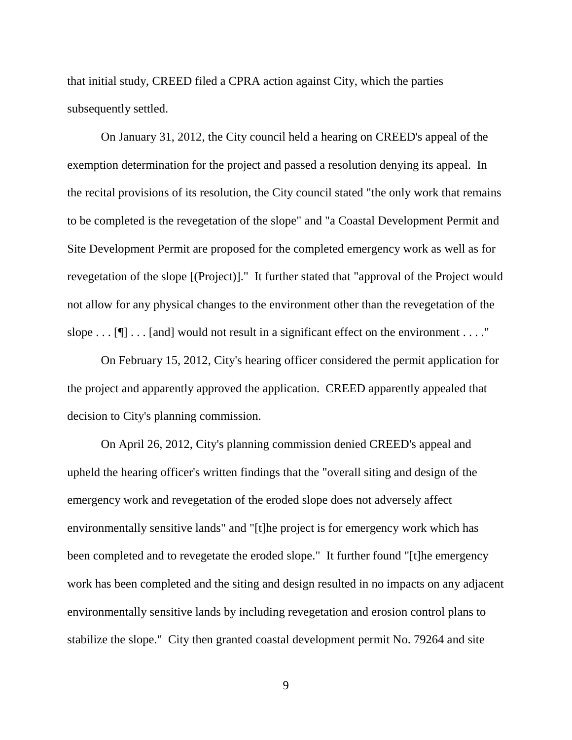that initial study, CREED filed a CPRA action against City, which the parties subsequently settled.

On January 31, 2012, the City council held a hearing on CREED's appeal of the exemption determination for the project and passed a resolution denying its appeal. In the recital provisions of its resolution, the City council stated "the only work that remains to be completed is the revegetation of the slope" and "a Coastal Development Permit and Site Development Permit are proposed for the completed emergency work as well as for revegetation of the slope [(Project)]." It further stated that "approval of the Project would not allow for any physical changes to the environment other than the revegetation of the slope . . . [¶] . . . [and] would not result in a significant effect on the environment . . . ."

On February 15, 2012, City's hearing officer considered the permit application for the project and apparently approved the application. CREED apparently appealed that decision to City's planning commission.

On April 26, 2012, City's planning commission denied CREED's appeal and upheld the hearing officer's written findings that the "overall siting and design of the emergency work and revegetation of the eroded slope does not adversely affect environmentally sensitive lands" and "[t]he project is for emergency work which has been completed and to revegetate the eroded slope." It further found "[t]he emergency work has been completed and the siting and design resulted in no impacts on any adjacent environmentally sensitive lands by including revegetation and erosion control plans to stabilize the slope." City then granted coastal development permit No. 79264 and site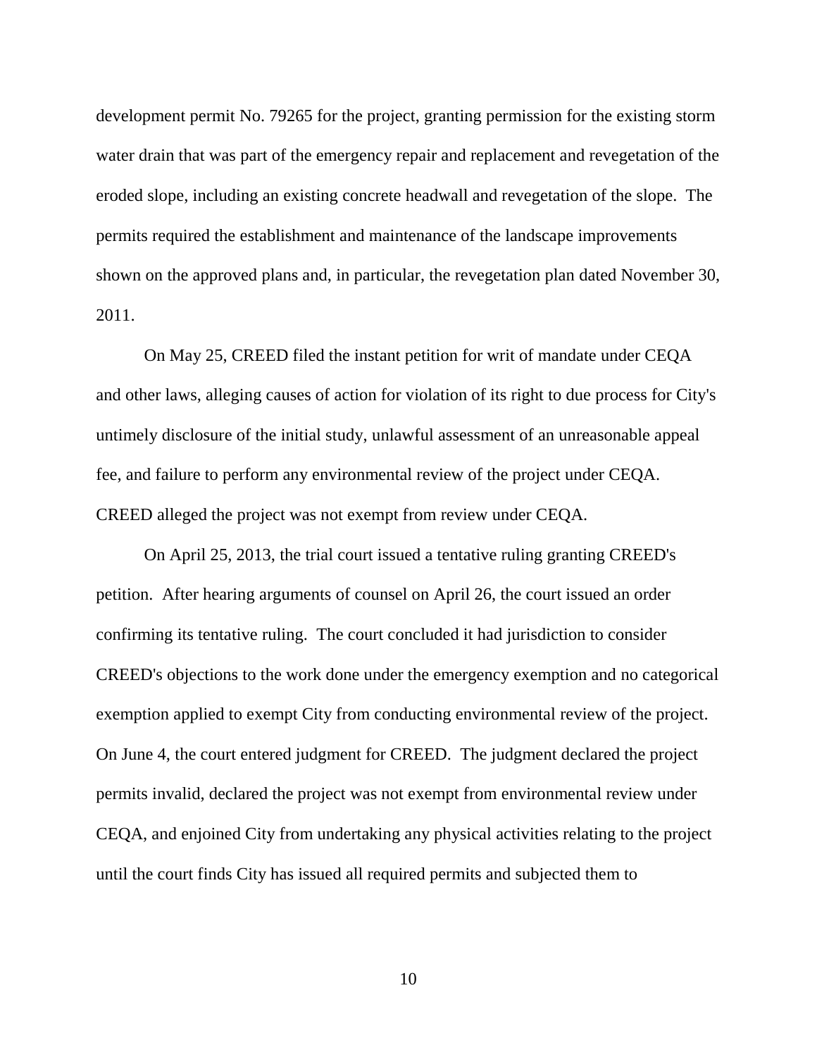development permit No. 79265 for the project, granting permission for the existing storm water drain that was part of the emergency repair and replacement and revegetation of the eroded slope, including an existing concrete headwall and revegetation of the slope. The permits required the establishment and maintenance of the landscape improvements shown on the approved plans and, in particular, the revegetation plan dated November 30, 2011.

On May 25, CREED filed the instant petition for writ of mandate under CEQA and other laws, alleging causes of action for violation of its right to due process for City's untimely disclosure of the initial study, unlawful assessment of an unreasonable appeal fee, and failure to perform any environmental review of the project under CEQA. CREED alleged the project was not exempt from review under CEQA.

On April 25, 2013, the trial court issued a tentative ruling granting CREED's petition. After hearing arguments of counsel on April 26, the court issued an order confirming its tentative ruling. The court concluded it had jurisdiction to consider CREED's objections to the work done under the emergency exemption and no categorical exemption applied to exempt City from conducting environmental review of the project. On June 4, the court entered judgment for CREED. The judgment declared the project permits invalid, declared the project was not exempt from environmental review under CEQA, and enjoined City from undertaking any physical activities relating to the project until the court finds City has issued all required permits and subjected them to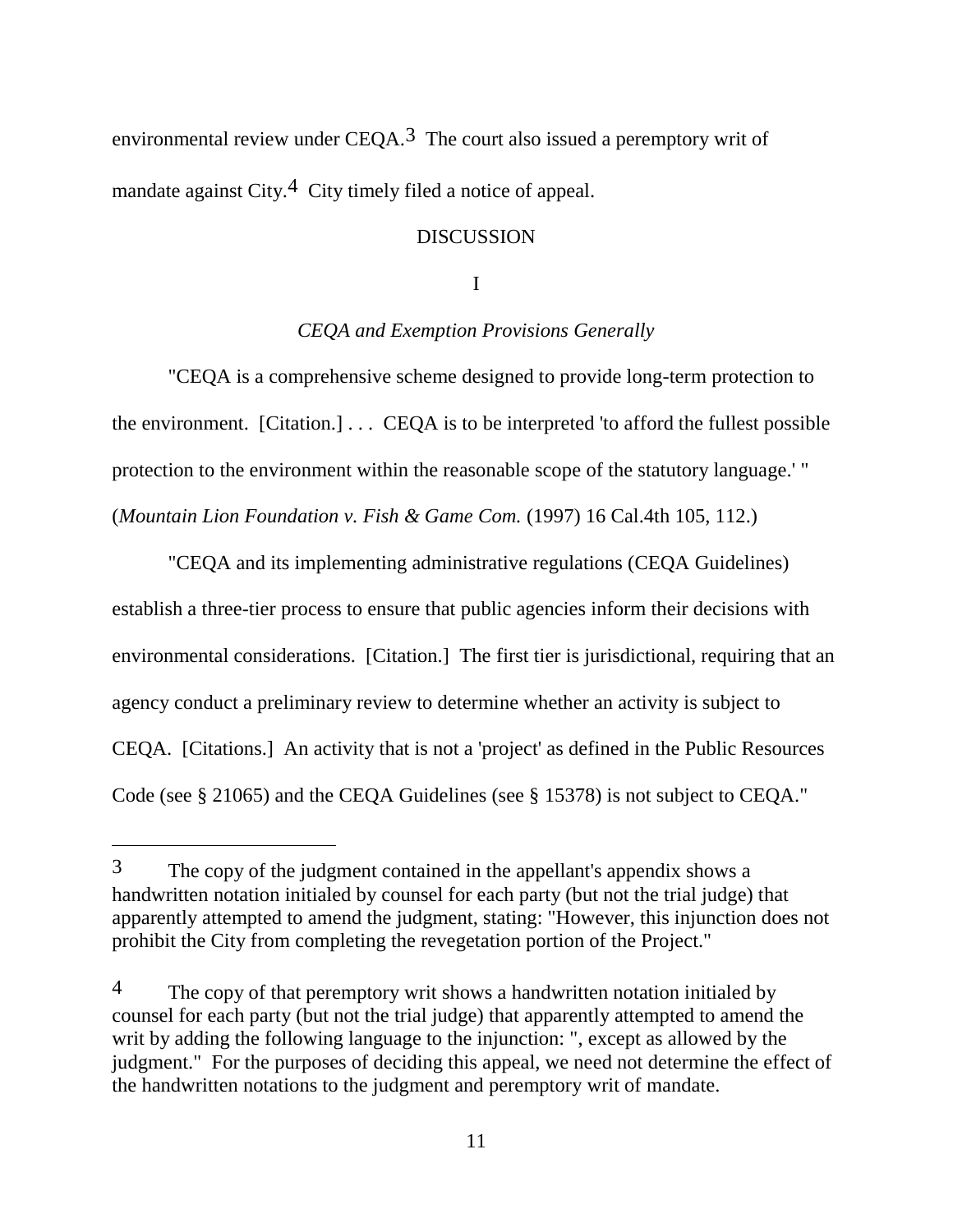environmental review under CEQA.[3] The court also issued a peremptory writ of mandate against City.[4] City timely filed a notice of appeal.

DISCUSSION

I

*CEQA and Exemption Provisions Generally*

"CEQA is a comprehensive scheme designed to provide long-term protection to the environment. [Citation.] . . . CEQA is to be interpreted 'to afford the fullest possible protection to the environment within the reasonable scope of the statutory language.' " (*Mountain Lion Foundation v. Fish & Game Com.* (1997) 16 Cal.4th 105, 112.)

"CEQA and its implementing administrative regulations (CEQA Guidelines) establish a three-tier process to ensure that public agencies inform their decisions with environmental considerations. [Citation.] The first tier is jurisdictional, requiring that an agency conduct a preliminary review to determine whether an activity is subject to CEQA. [Citations.] An activity that is not a 'project' as defined in the Public Resources Code (see § 21065) and the CEQA Guidelines (see § 15378) is not subject to CEQA."

---

[3] The copy of the judgment contained in the appellant's appendix shows a handwritten notation initialed by counsel for each party (but not the trial judge) that apparently attempted to amend the judgment, stating: "However, this injunction does not prohibit the City from completing the revegetation portion of the Project."

[4] The copy of that peremptory writ shows a handwritten notation initialed by counsel for each party (but not the trial judge) that apparently attempted to amend the writ by adding the following language to the injunction: ", except as allowed by the judgment." For the purposes of deciding this appeal, we need not determine the effect of the handwritten notations to the judgment and peremptory writ of mandate.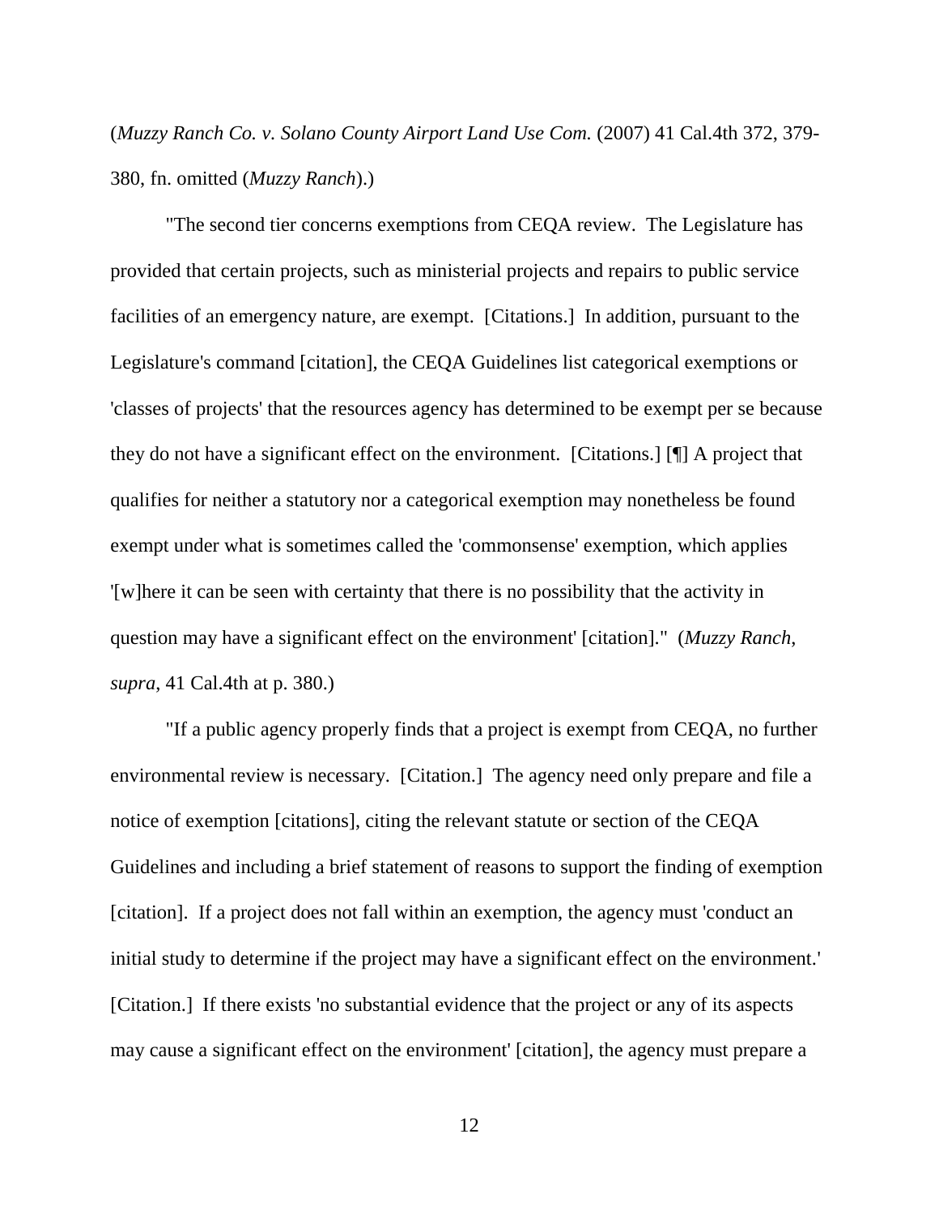(*Muzzy Ranch Co. v. Solano County Airport Land Use Com.* (2007) 41 Cal.4th 372, 379-380, fn. omitted (*Muzzy Ranch*).)

"The second tier concerns exemptions from CEQA review. The Legislature has provided that certain projects, such as ministerial projects and repairs to public service facilities of an emergency nature, are exempt. [Citations.] In addition, pursuant to the Legislature's command [citation], the CEQA Guidelines list categorical exemptions or 'classes of projects' that the resources agency has determined to be exempt per se because they do not have a significant effect on the environment. [Citations.] [¶] A project that qualifies for neither a statutory nor a categorical exemption may nonetheless be found exempt under what is sometimes called the 'commonsense' exemption, which applies '[w]here it can be seen with certainty that there is no possibility that the activity in question may have a significant effect on the environment' [citation]." (*Muzzy Ranch*, *supra*, 41 Cal.4th at p. 380.)

"If a public agency properly finds that a project is exempt from CEQA, no further environmental review is necessary. [Citation.] The agency need only prepare and file a notice of exemption [citations], citing the relevant statute or section of the CEQA Guidelines and including a brief statement of reasons to support the finding of exemption [citation]. If a project does not fall within an exemption, the agency must 'conduct an initial study to determine if the project may have a significant effect on the environment.' [Citation.] If there exists 'no substantial evidence that the project or any of its aspects may cause a significant effect on the environment' [citation], the agency must prepare a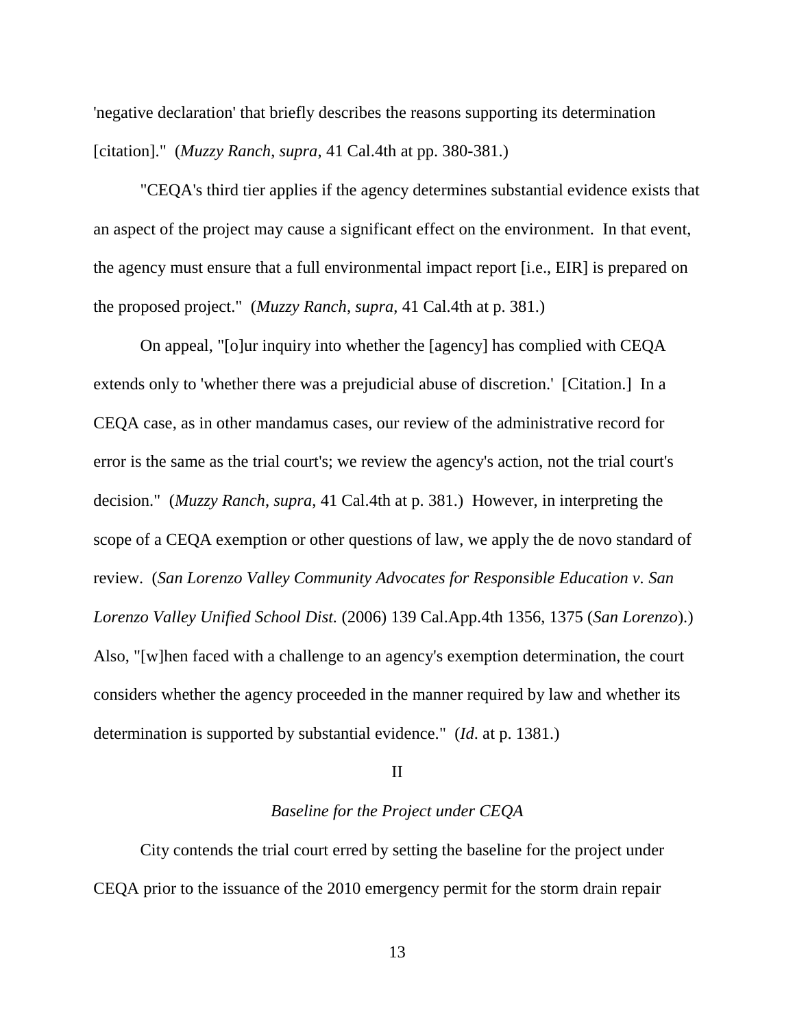'negative declaration' that briefly describes the reasons supporting its determination [citation]." (*Muzzy Ranch*, *supra*, 41 Cal.4th at pp. 380-381.)

"CEQA's third tier applies if the agency determines substantial evidence exists that an aspect of the project may cause a significant effect on the environment. In that event, the agency must ensure that a full environmental impact report [i.e., EIR] is prepared on the proposed project." (*Muzzy Ranch*, *supra*, 41 Cal.4th at p. 381.)

On appeal, "[o]ur inquiry into whether the [agency] has complied with CEQA extends only to 'whether there was a prejudicial abuse of discretion.' [Citation.] In a CEQA case, as in other mandamus cases, our review of the administrative record for error is the same as the trial court's; we review the agency's action, not the trial court's decision." (*Muzzy Ranch*, *supra*, 41 Cal.4th at p. 381.) However, in interpreting the scope of a CEQA exemption or other questions of law, we apply the de novo standard of review. (*San Lorenzo Valley Community Advocates for Responsible Education v. San Lorenzo Valley Unified School Dist.* (2006) 139 Cal.App.4th 1356, 1375 (*San Lorenzo*).) Also, "[w]hen faced with a challenge to an agency's exemption determination, the court considers whether the agency proceeded in the manner required by law and whether its determination is supported by substantial evidence." (*Id*. at p. 1381.)

## II

### *Baseline for the Project under CEQA*

City contends the trial court erred by setting the baseline for the project under CEQA prior to the issuance of the 2010 emergency permit for the storm drain repair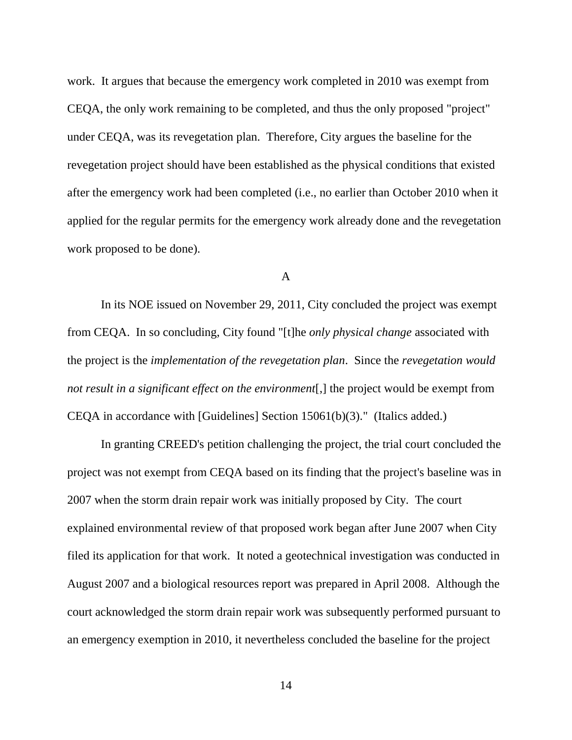work. It argues that because the emergency work completed in 2010 was exempt from CEQA, the only work remaining to be completed, and thus the only proposed "project" under CEQA, was its revegetation plan. Therefore, City argues the baseline for the revegetation project should have been established as the physical conditions that existed after the emergency work had been completed (i.e., no earlier than October 2010 when it applied for the regular permits for the emergency work already done and the revegetation work proposed to be done).

A

In its NOE issued on November 29, 2011, City concluded the project was exempt from CEQA. In so concluding, City found "[t]he *only physical change* associated with the project is the *implementation of the revegetation plan*. Since the *revegetation would not result in a significant effect on the environment*[,] the project would be exempt from CEQA in accordance with [Guidelines] Section 15061(b)(3)." (Italics added.)

In granting CREED's petition challenging the project, the trial court concluded the project was not exempt from CEQA based on its finding that the project's baseline was in 2007 when the storm drain repair work was initially proposed by City. The court explained environmental review of that proposed work began after June 2007 when City filed its application for that work. It noted a geotechnical investigation was conducted in August 2007 and a biological resources report was prepared in April 2008. Although the court acknowledged the storm drain repair work was subsequently performed pursuant to an emergency exemption in 2010, it nevertheless concluded the baseline for the project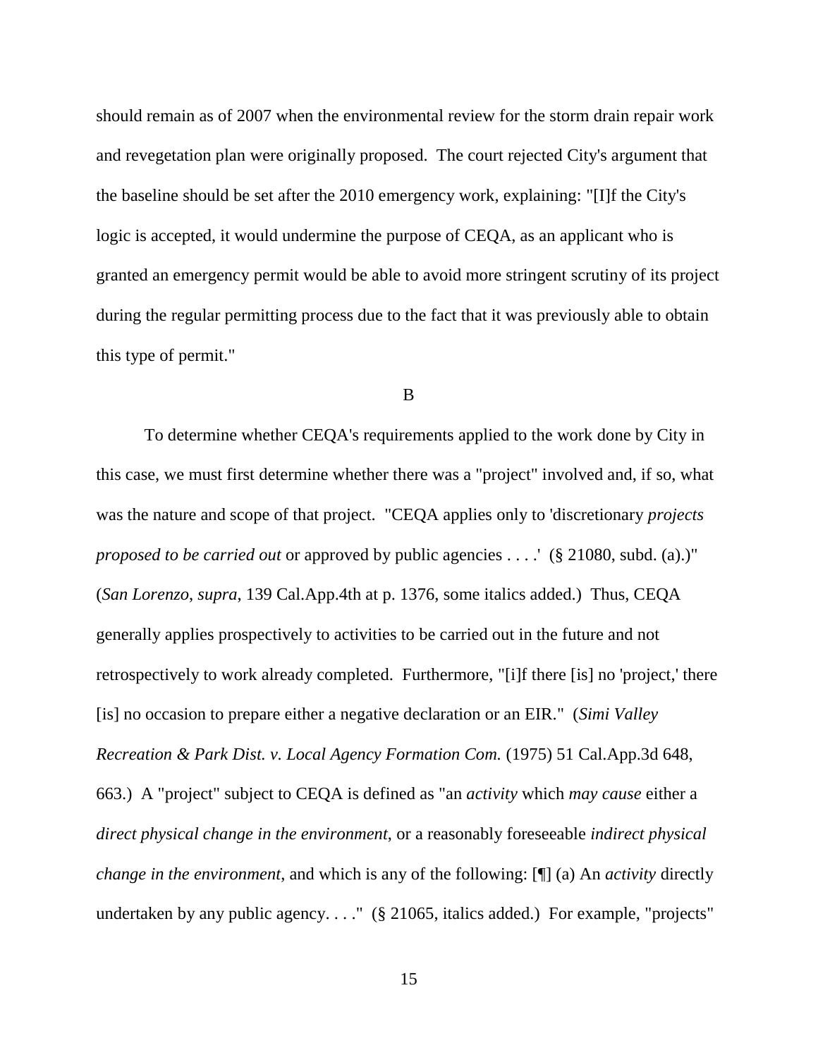should remain as of 2007 when the environmental review for the storm drain repair work and revegetation plan were originally proposed. The court rejected City's argument that the baseline should be set after the 2010 emergency work, explaining: "[I]f the City's logic is accepted, it would undermine the purpose of CEQA, as an applicant who is granted an emergency permit would be able to avoid more stringent scrutiny of its project during the regular permitting process due to the fact that it was previously able to obtain this type of permit."

B

To determine whether CEQA's requirements applied to the work done by City in this case, we must first determine whether there was a "project" involved and, if so, what was the nature and scope of that project. "CEQA applies only to 'discretionary *projects proposed to be carried out* or approved by public agencies . . . .' (§ 21080, subd. (a).)" (*San Lorenzo*, *supra*, 139 Cal.App.4th at p. 1376, some italics added.) Thus, CEQA generally applies prospectively to activities to be carried out in the future and not retrospectively to work already completed. Furthermore, "[i]f there [is] no 'project,' there [is] no occasion to prepare either a negative declaration or an EIR." (*Simi Valley Recreation & Park Dist. v. Local Agency Formation Com.* (1975) 51 Cal.App.3d 648, 663.) A "project" subject to CEQA is defined as "an *activity* which *may cause* either a *direct physical change in the environment*, or a reasonably foreseeable *indirect physical change in the environment*, and which is any of the following: [¶] (a) An *activity* directly undertaken by any public agency. . . ." (§ 21065, italics added.) For example, "projects"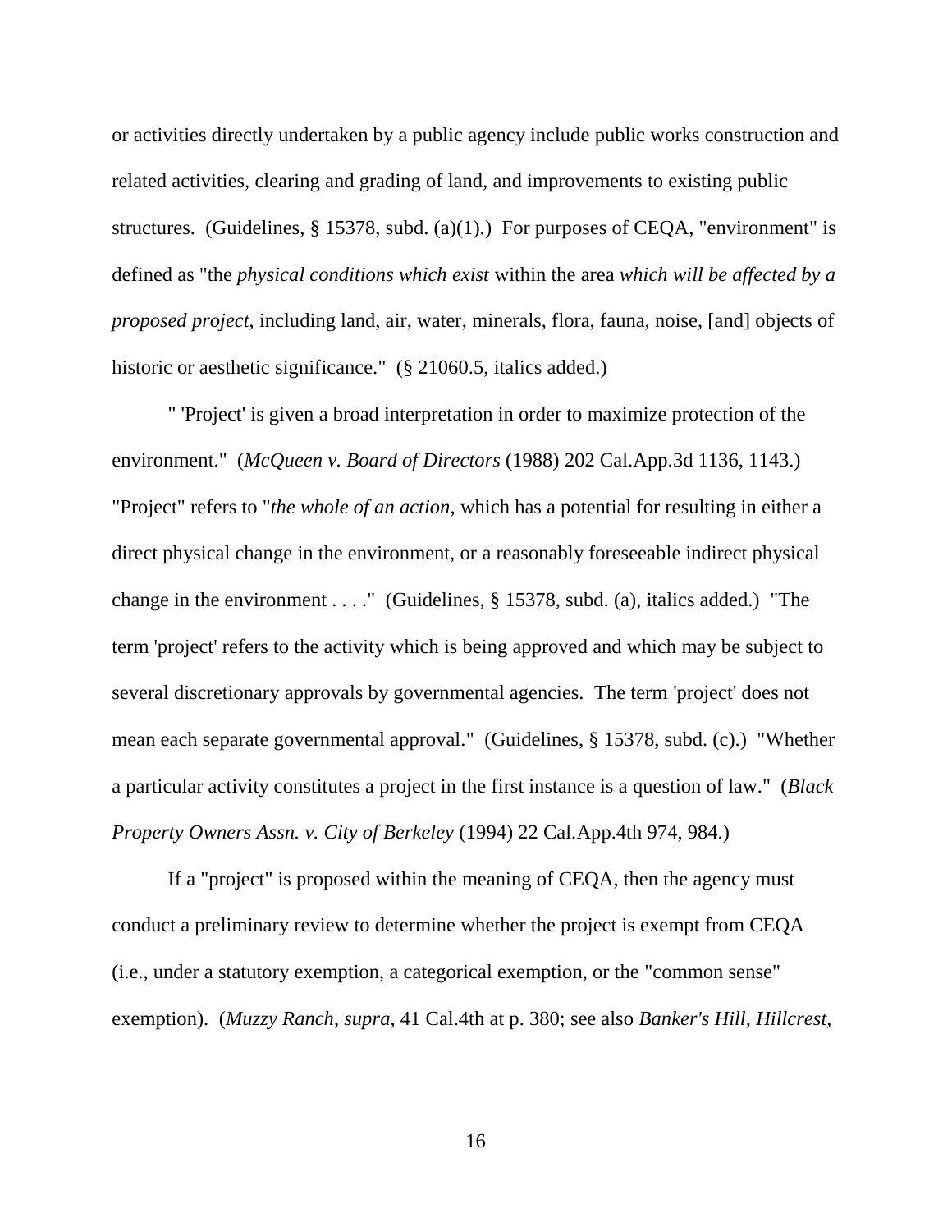or activities directly undertaken by a public agency include public works construction and related activities, clearing and grading of land, and improvements to existing public structures. (Guidelines, § 15378, subd. (a)(1).) For purposes of CEQA, "environment" is defined as "the *physical conditions which exist* within the area *which will be affected by a proposed project*, including land, air, water, minerals, flora, fauna, noise, [and] objects of historic or aesthetic significance." (§ 21060.5, italics added.)

" 'Project' is given a broad interpretation in order to maximize protection of the environment." (*McQueen v. Board of Directors* (1988) 202 Cal.App.3d 1136, 1143.) "Project" refers to "*the whole of an action*, which has a potential for resulting in either a direct physical change in the environment, or a reasonably foreseeable indirect physical change in the environment . . . ." (Guidelines, § 15378, subd. (a), italics added.) "The term 'project' refers to the activity which is being approved and which may be subject to several discretionary approvals by governmental agencies. The term 'project' does not mean each separate governmental approval." (Guidelines, § 15378, subd. (c).) "Whether a particular activity constitutes a project in the first instance is a question of law." (*Black Property Owners Assn. v. City of Berkeley* (1994) 22 Cal.App.4th 974, 984.)

If a "project" is proposed within the meaning of CEQA, then the agency must conduct a preliminary review to determine whether the project is exempt from CEQA (i.e., under a statutory exemption, a categorical exemption, or the "common sense" exemption). (*Muzzy Ranch*, *supra*, 41 Cal.4th at p. 380; see also *Banker's Hill, Hillcrest,*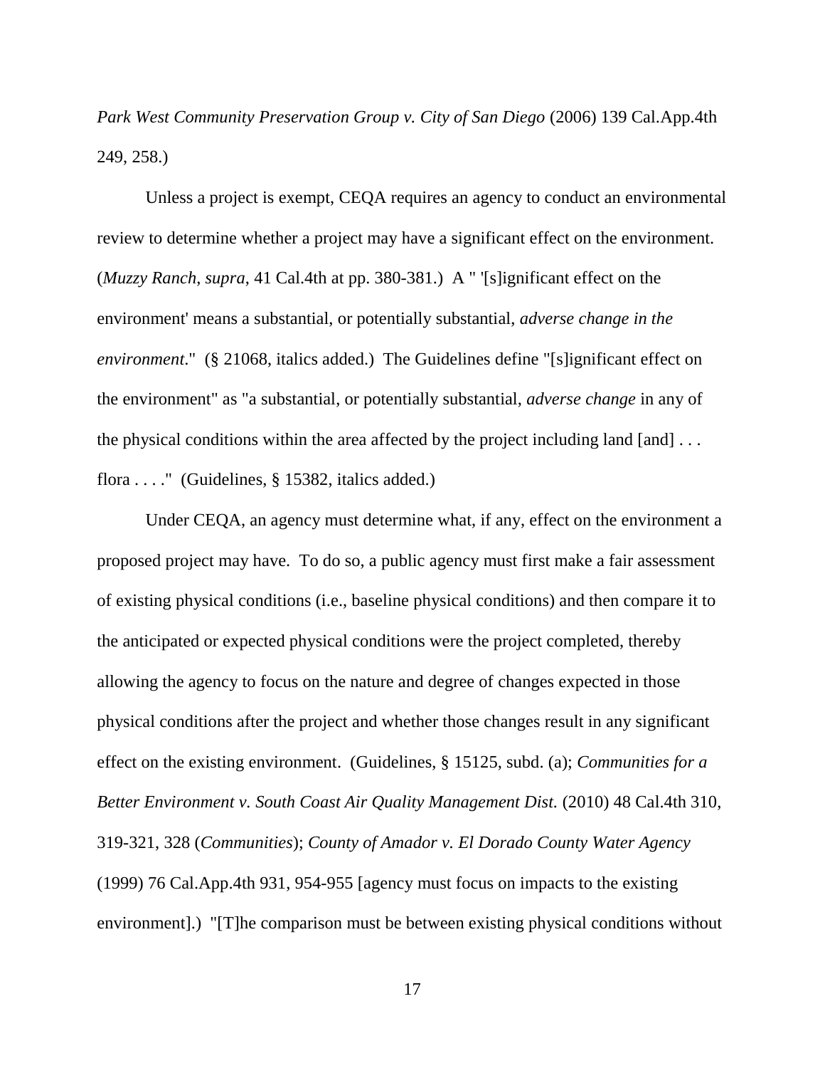*Park West Community Preservation Group v. City of San Diego* (2006) 139 Cal.App.4th 249, 258.)

Unless a project is exempt, CEQA requires an agency to conduct an environmental review to determine whether a project may have a significant effect on the environment. (*Muzzy Ranch, supra*, 41 Cal.4th at pp. 380-381.) A " '[s]ignificant effect on the environment' means a substantial, or potentially substantial, *adverse change in the environment*." (§ 21068, italics added.) The Guidelines define "[s]ignificant effect on the environment" as "a substantial, or potentially substantial, *adverse change* in any of the physical conditions within the area affected by the project including land [and] . . . flora . . . ." (Guidelines, § 15382, italics added.)

Under CEQA, an agency must determine what, if any, effect on the environment a proposed project may have. To do so, a public agency must first make a fair assessment of existing physical conditions (i.e., baseline physical conditions) and then compare it to the anticipated or expected physical conditions were the project completed, thereby allowing the agency to focus on the nature and degree of changes expected in those physical conditions after the project and whether those changes result in any significant effect on the existing environment. (Guidelines, § 15125, subd. (a); *Communities for a Better Environment v. South Coast Air Quality Management Dist.* (2010) 48 Cal.4th 310, 319-321, 328 (*Communities*); *County of Amador v. El Dorado County Water Agency* (1999) 76 Cal.App.4th 931, 954-955 [agency must focus on impacts to the existing environment].) "[T]he comparison must be between existing physical conditions without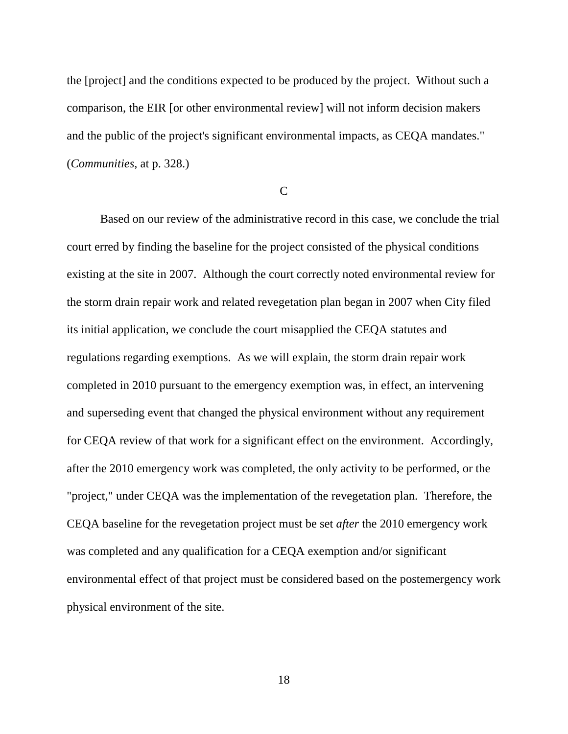the [project] and the conditions expected to be produced by the project. Without such a comparison, the EIR [or other environmental review] will not inform decision makers and the public of the project's significant environmental impacts, as CEQA mandates." (*Communities*, at p. 328.)

C

Based on our review of the administrative record in this case, we conclude the trial court erred by finding the baseline for the project consisted of the physical conditions existing at the site in 2007. Although the court correctly noted environmental review for the storm drain repair work and related revegetation plan began in 2007 when City filed its initial application, we conclude the court misapplied the CEQA statutes and regulations regarding exemptions. As we will explain, the storm drain repair work completed in 2010 pursuant to the emergency exemption was, in effect, an intervening and superseding event that changed the physical environment without any requirement for CEQA review of that work for a significant effect on the environment. Accordingly, after the 2010 emergency work was completed, the only activity to be performed, or the "project," under CEQA was the implementation of the revegetation plan. Therefore, the CEQA baseline for the revegetation project must be set *after* the 2010 emergency work was completed and any qualification for a CEQA exemption and/or significant environmental effect of that project must be considered based on the postemergency work physical environment of the site.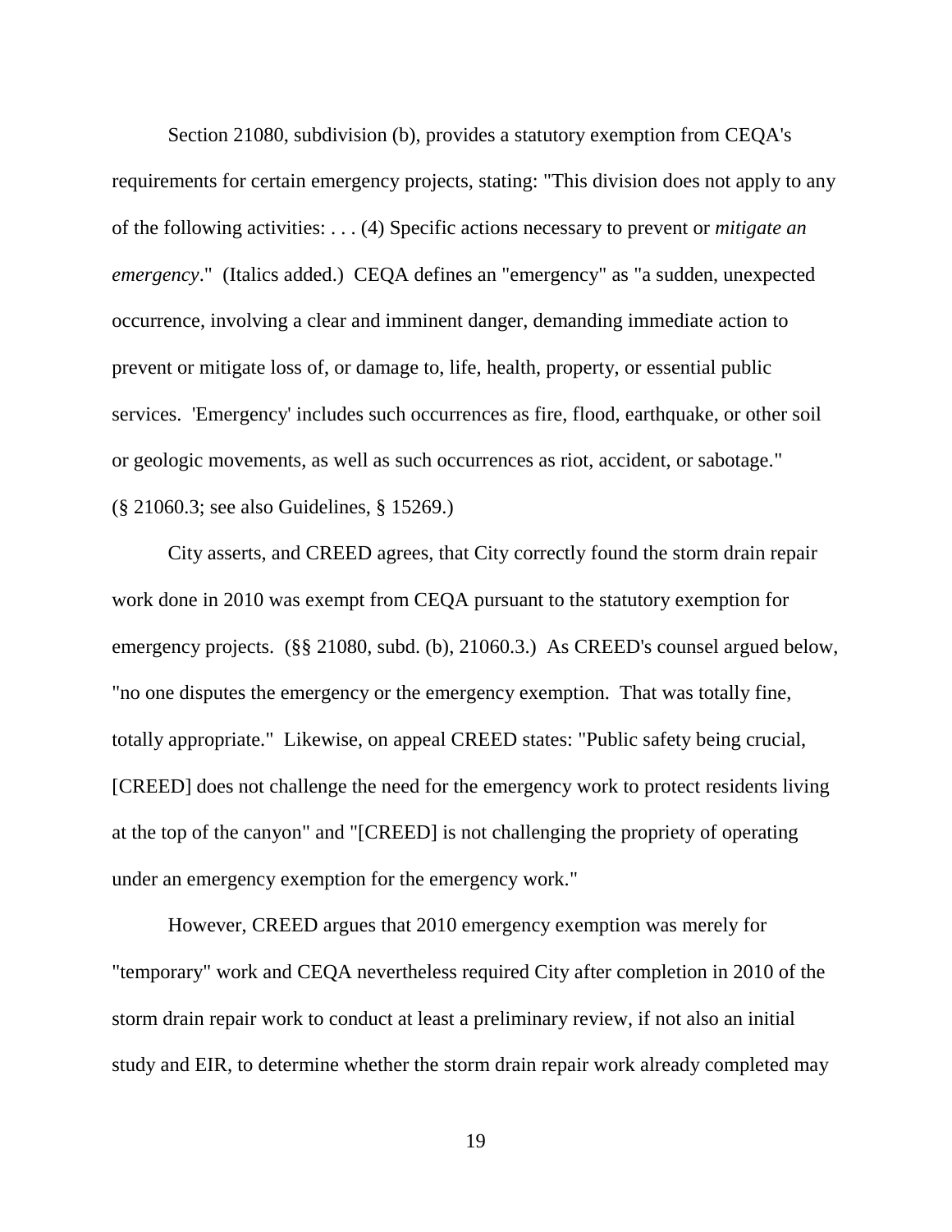Section 21080, subdivision (b), provides a statutory exemption from CEQA's requirements for certain emergency projects, stating: "This division does not apply to any of the following activities: . . . (4) Specific actions necessary to prevent or *mitigate an emergency*." (Italics added.) CEQA defines an "emergency" as "a sudden, unexpected occurrence, involving a clear and imminent danger, demanding immediate action to prevent or mitigate loss of, or damage to, life, health, property, or essential public services. 'Emergency' includes such occurrences as fire, flood, earthquake, or other soil or geologic movements, as well as such occurrences as riot, accident, or sabotage." (§ 21060.3; see also Guidelines, § 15269.)

City asserts, and CREED agrees, that City correctly found the storm drain repair work done in 2010 was exempt from CEQA pursuant to the statutory exemption for emergency projects. (§§ 21080, subd. (b), 21060.3.) As CREED's counsel argued below, "no one disputes the emergency or the emergency exemption. That was totally fine, totally appropriate." Likewise, on appeal CREED states: "Public safety being crucial, [CREED] does not challenge the need for the emergency work to protect residents living at the top of the canyon" and "[CREED] is not challenging the propriety of operating under an emergency exemption for the emergency work."

However, CREED argues that 2010 emergency exemption was merely for "temporary" work and CEQA nevertheless required City after completion in 2010 of the storm drain repair work to conduct at least a preliminary review, if not also an initial study and EIR, to determine whether the storm drain repair work already completed may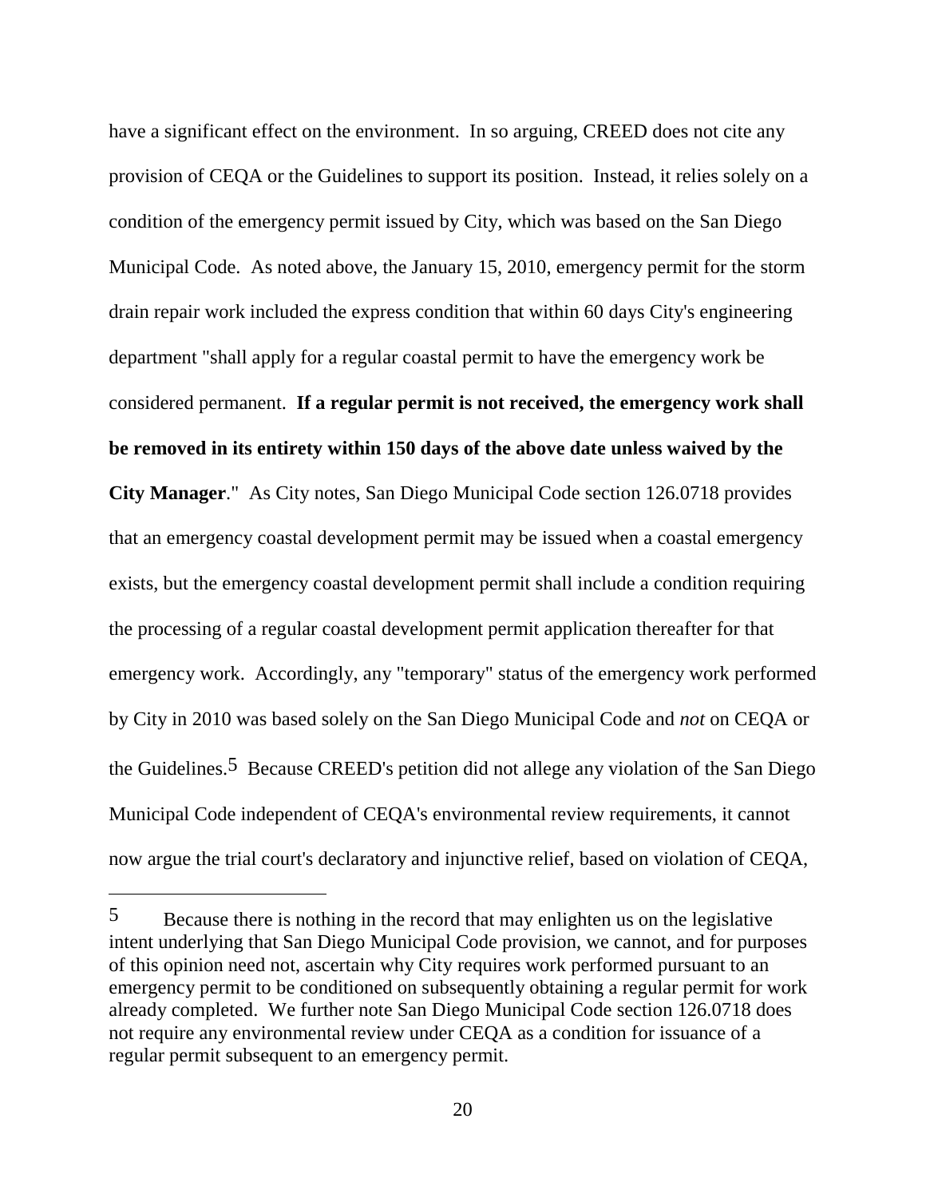have a significant effect on the environment. In so arguing, CREED does not cite any provision of CEQA or the Guidelines to support its position. Instead, it relies solely on a condition of the emergency permit issued by City, which was based on the San Diego Municipal Code. As noted above, the January 15, 2010, emergency permit for the storm drain repair work included the express condition that within 60 days City's engineering department "shall apply for a regular coastal permit to have the emergency work be considered permanent. **If a regular permit is not received, the emergency work shall be removed in its entirety within 150 days of the above date unless waived by the City Manager**." As City notes, San Diego Municipal Code section 126.0718 provides that an emergency coastal development permit may be issued when a coastal emergency exists, but the emergency coastal development permit shall include a condition requiring the processing of a regular coastal development permit application thereafter for that emergency work. Accordingly, any "temporary" status of the emergency work performed by City in 2010 was based solely on the San Diego Municipal Code and *not* on CEQA or the Guidelines.[5] Because CREED's petition did not allege any violation of the San Diego Municipal Code independent of CEQA's environmental review requirements, it cannot now argue the trial court's declaratory and injunctive relief, based on violation of CEQA,

---

[5] Because there is nothing in the record that may enlighten us on the legislative intent underlying that San Diego Municipal Code provision, we cannot, and for purposes of this opinion need not, ascertain why City requires work performed pursuant to an emergency permit to be conditioned on subsequently obtaining a regular permit for work already completed. We further note San Diego Municipal Code section 126.0718 does not require any environmental review under CEQA as a condition for issuance of a regular permit subsequent to an emergency permit.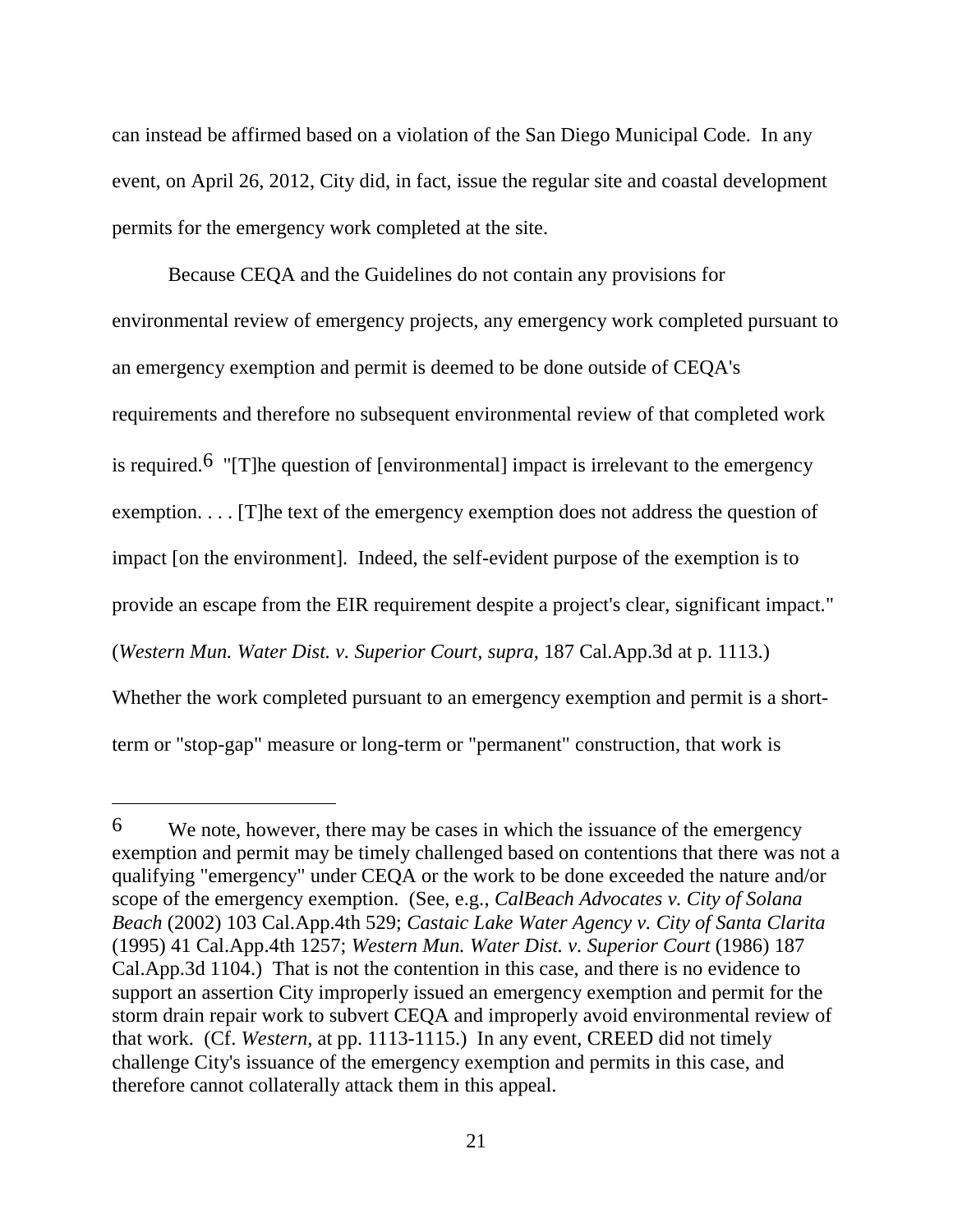can instead be affirmed based on a violation of the San Diego Municipal Code. In any event, on April 26, 2012, City did, in fact, issue the regular site and coastal development permits for the emergency work completed at the site.

Because CEQA and the Guidelines do not contain any provisions for environmental review of emergency projects, any emergency work completed pursuant to an emergency exemption and permit is deemed to be done outside of CEQA's requirements and therefore no subsequent environmental review of that completed work is required.[6] "[T]he question of [environmental] impact is irrelevant to the emergency exemption. . . . [T]he text of the emergency exemption does not address the question of impact [on the environment]. Indeed, the self-evident purpose of the exemption is to provide an escape from the EIR requirement despite a project's clear, significant impact." (*Western Mun. Water Dist. v. Superior Court, supra*, 187 Cal.App.3d at p. 1113.) Whether the work completed pursuant to an emergency exemption and permit is a short-term or "stop-gap" measure or long-term or "permanent" construction, that work is

---

6 We note, however, there may be cases in which the issuance of the emergency exemption and permit may be timely challenged based on contentions that there was not a qualifying "emergency" under CEQA or the work to be done exceeded the nature and/or scope of the emergency exemption. (See, e.g., *CalBeach Advocates v. City of Solana Beach* (2002) 103 Cal.App.4th 529; *Castaic Lake Water Agency v. City of Santa Clarita* (1995) 41 Cal.App.4th 1257; *Western Mun. Water Dist. v. Superior Court* (1986) 187 Cal.App.3d 1104.) That is not the contention in this case, and there is no evidence to support an assertion City improperly issued an emergency exemption and permit for the storm drain repair work to subvert CEQA and improperly avoid environmental review of that work. (Cf. *Western*, at pp. 1113-1115.) In any event, CREED did not timely challenge City's issuance of the emergency exemption and permits in this case, and therefore cannot collaterally attack them in this appeal.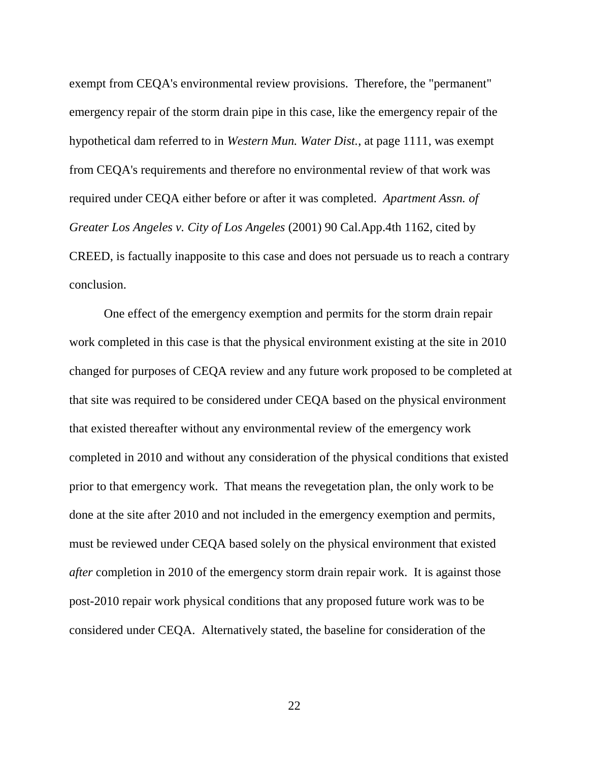exempt from CEQA's environmental review provisions. Therefore, the "permanent" emergency repair of the storm drain pipe in this case, like the emergency repair of the hypothetical dam referred to in *Western Mun. Water Dist.*, at page 1111, was exempt from CEQA's requirements and therefore no environmental review of that work was required under CEQA either before or after it was completed. *Apartment Assn. of Greater Los Angeles v. City of Los Angeles* (2001) 90 Cal.App.4th 1162, cited by CREED, is factually inapposite to this case and does not persuade us to reach a contrary conclusion.

One effect of the emergency exemption and permits for the storm drain repair work completed in this case is that the physical environment existing at the site in 2010 changed for purposes of CEQA review and any future work proposed to be completed at that site was required to be considered under CEQA based on the physical environment that existed thereafter without any environmental review of the emergency work completed in 2010 and without any consideration of the physical conditions that existed prior to that emergency work. That means the revegetation plan, the only work to be done at the site after 2010 and not included in the emergency exemption and permits, must be reviewed under CEQA based solely on the physical environment that existed *after* completion in 2010 of the emergency storm drain repair work. It is against those post-2010 repair work physical conditions that any proposed future work was to be considered under CEQA. Alternatively stated, the baseline for consideration of the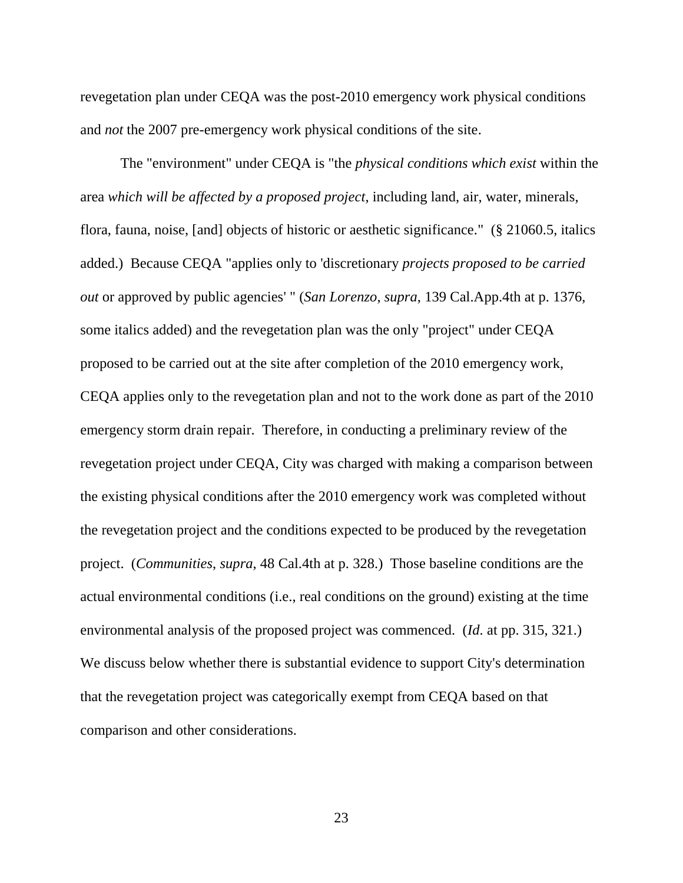revegetation plan under CEQA was the post-2010 emergency work physical conditions and *not* the 2007 pre-emergency work physical conditions of the site.

The "environment" under CEQA is "the *physical conditions which exist* within the area *which will be affected by a proposed project*, including land, air, water, minerals, flora, fauna, noise, [and] objects of historic or aesthetic significance." (§ 21060.5, italics added.) Because CEQA "applies only to 'discretionary *projects proposed to be carried out* or approved by public agencies' " (*San Lorenzo*, *supra*, 139 Cal.App.4th at p. 1376, some italics added) and the revegetation plan was the only "project" under CEQA proposed to be carried out at the site after completion of the 2010 emergency work, CEQA applies only to the revegetation plan and not to the work done as part of the 2010 emergency storm drain repair. Therefore, in conducting a preliminary review of the revegetation project under CEQA, City was charged with making a comparison between the existing physical conditions after the 2010 emergency work was completed without the revegetation project and the conditions expected to be produced by the revegetation project. (*Communities*, *supra*, 48 Cal.4th at p. 328.) Those baseline conditions are the actual environmental conditions (i.e., real conditions on the ground) existing at the time environmental analysis of the proposed project was commenced. (*Id*. at pp. 315, 321.) We discuss below whether there is substantial evidence to support City's determination that the revegetation project was categorically exempt from CEQA based on that comparison and other considerations.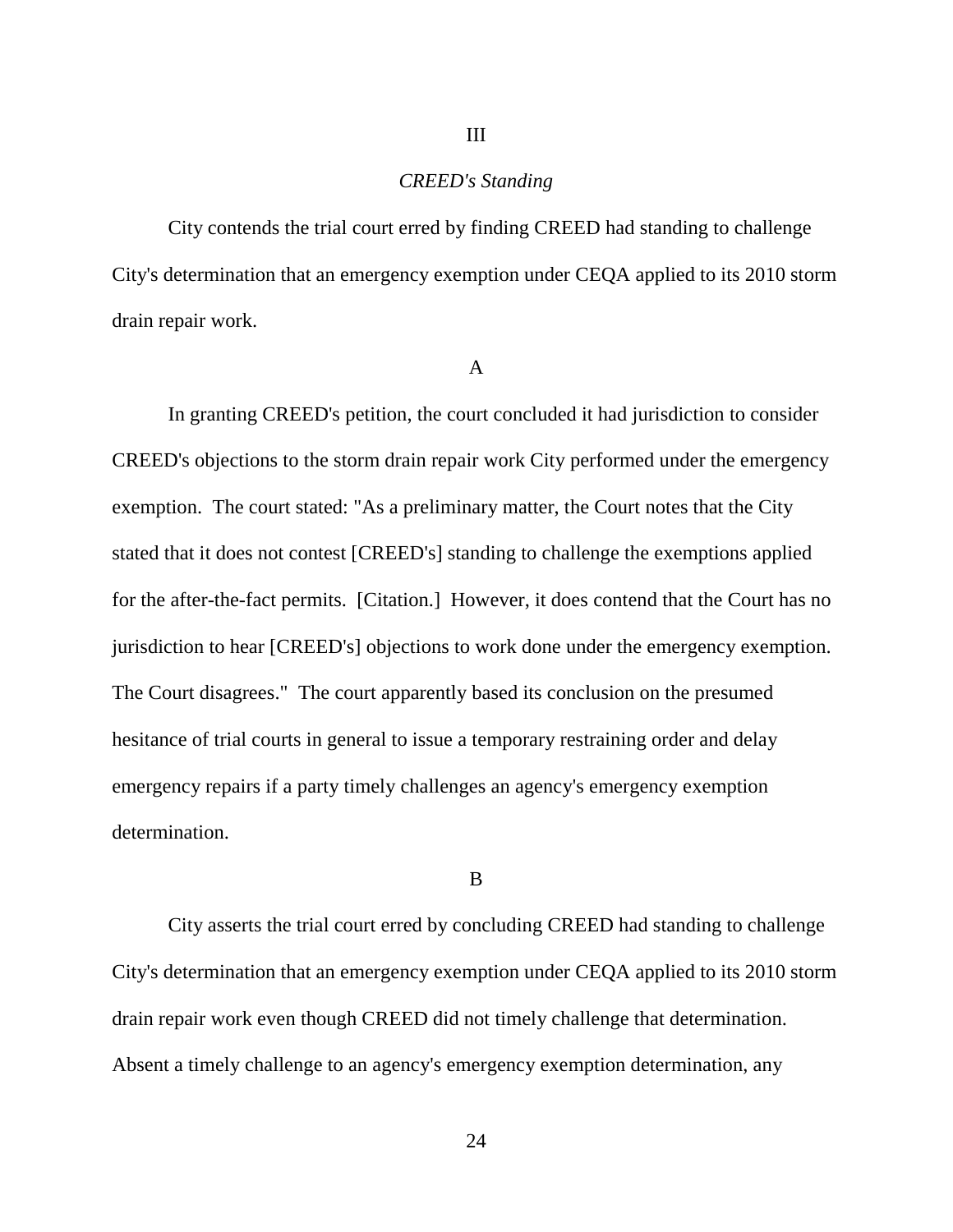## III

### *CREED's Standing*

City contends the trial court erred by finding CREED had standing to challenge City's determination that an emergency exemption under CEQA applied to its 2010 storm drain repair work.

#### A

In granting CREED's petition, the court concluded it had jurisdiction to consider CREED's objections to the storm drain repair work City performed under the emergency exemption. The court stated: "As a preliminary matter, the Court notes that the City stated that it does not contest [CREED's] standing to challenge the exemptions applied for the after-the-fact permits. [Citation.] However, it does contend that the Court has no jurisdiction to hear [CREED's] objections to work done under the emergency exemption. The Court disagrees." The court apparently based its conclusion on the presumed hesitance of trial courts in general to issue a temporary restraining order and delay emergency repairs if a party timely challenges an agency's emergency exemption determination.

#### B

City asserts the trial court erred by concluding CREED had standing to challenge City's determination that an emergency exemption under CEQA applied to its 2010 storm drain repair work even though CREED did not timely challenge that determination. Absent a timely challenge to an agency's emergency exemption determination, any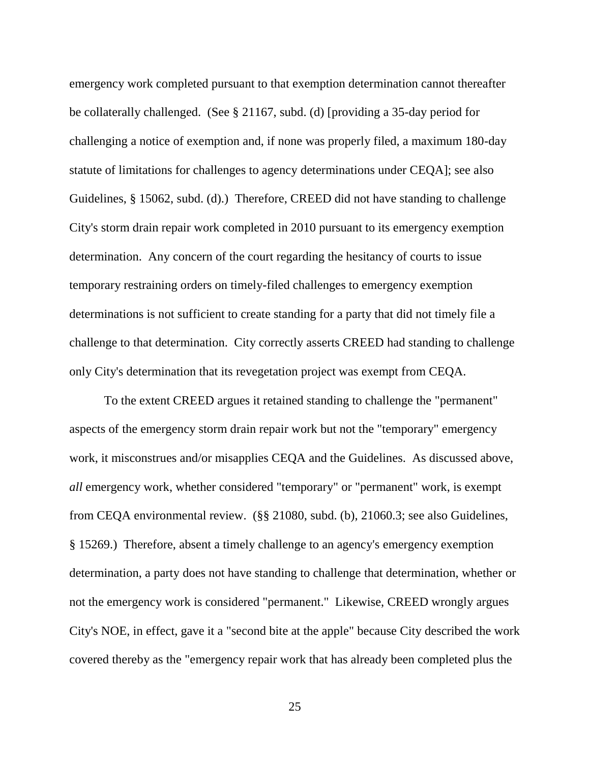emergency work completed pursuant to that exemption determination cannot thereafter be collaterally challenged. (See § 21167, subd. (d) [providing a 35-day period for challenging a notice of exemption and, if none was properly filed, a maximum 180-day statute of limitations for challenges to agency determinations under CEQA]; see also Guidelines, § 15062, subd. (d).) Therefore, CREED did not have standing to challenge City's storm drain repair work completed in 2010 pursuant to its emergency exemption determination. Any concern of the court regarding the hesitancy of courts to issue temporary restraining orders on timely-filed challenges to emergency exemption determinations is not sufficient to create standing for a party that did not timely file a challenge to that determination. City correctly asserts CREED had standing to challenge only City's determination that its revegetation project was exempt from CEQA.

To the extent CREED argues it retained standing to challenge the "permanent" aspects of the emergency storm drain repair work but not the "temporary" emergency work, it misconstrues and/or misapplies CEQA and the Guidelines. As discussed above, *all* emergency work, whether considered "temporary" or "permanent" work, is exempt from CEQA environmental review. (§§ 21080, subd. (b), 21060.3; see also Guidelines, § 15269.) Therefore, absent a timely challenge to an agency's emergency exemption determination, a party does not have standing to challenge that determination, whether or not the emergency work is considered "permanent." Likewise, CREED wrongly argues City's NOE, in effect, gave it a "second bite at the apple" because City described the work covered thereby as the "emergency repair work that has already been completed plus the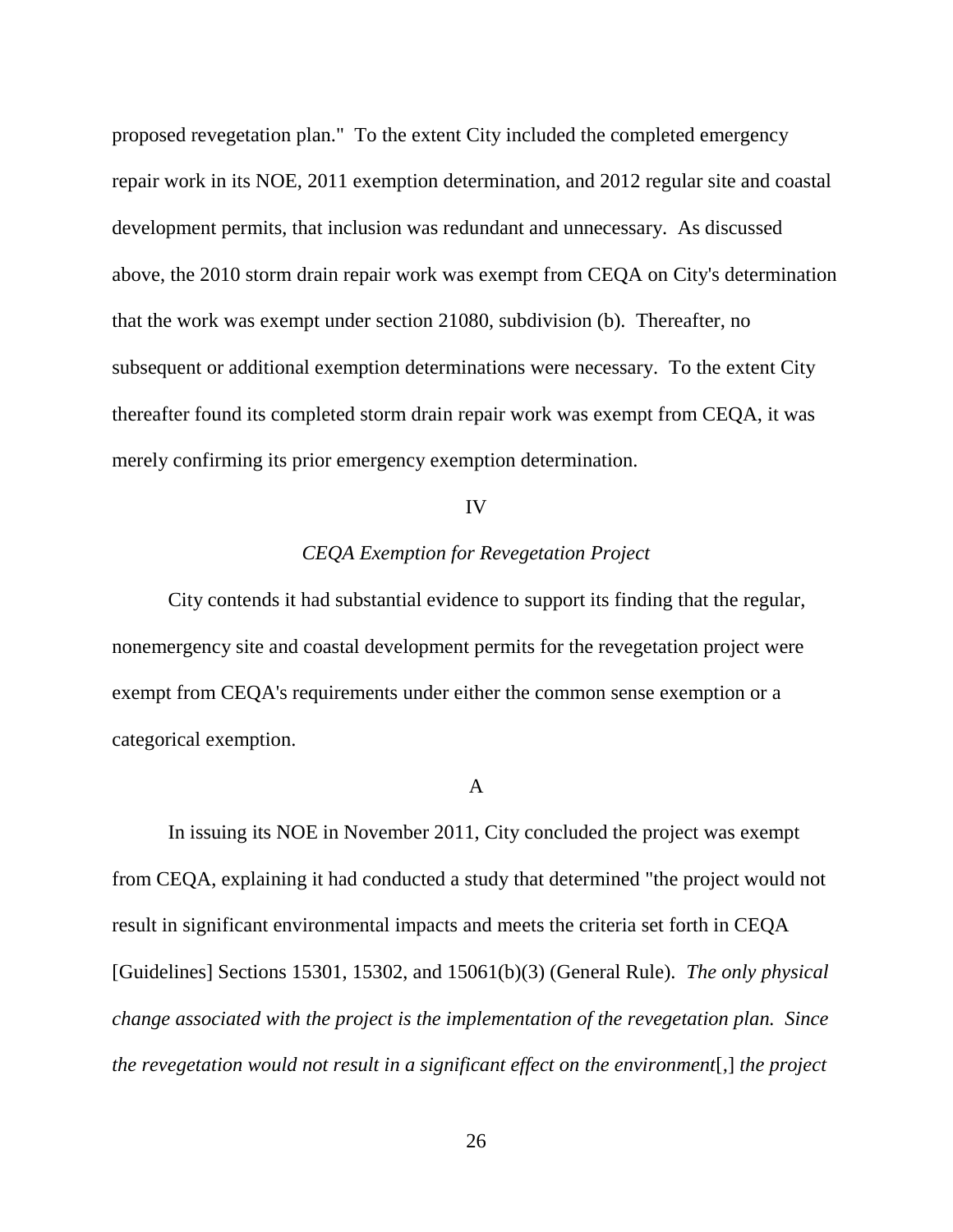proposed revegetation plan." To the extent City included the completed emergency repair work in its NOE, 2011 exemption determination, and 2012 regular site and coastal development permits, that inclusion was redundant and unnecessary. As discussed above, the 2010 storm drain repair work was exempt from CEQA on City's determination that the work was exempt under section 21080, subdivision (b). Thereafter, no subsequent or additional exemption determinations were necessary. To the extent City thereafter found its completed storm drain repair work was exempt from CEQA, it was merely confirming its prior emergency exemption determination.

IV

*CEQA Exemption for Revegetation Project*

City contends it had substantial evidence to support its finding that the regular, nonemergency site and coastal development permits for the revegetation project were exempt from CEQA's requirements under either the common sense exemption or a categorical exemption.

A

In issuing its NOE in November 2011, City concluded the project was exempt from CEQA, explaining it had conducted a study that determined "the project would not result in significant environmental impacts and meets the criteria set forth in CEQA [Guidelines] Sections 15301, 15302, and 15061(b)(3) (General Rule). *The only physical change associated with the project is the implementation of the revegetation plan. Since the revegetation would not result in a significant effect on the environment*[,] *the project*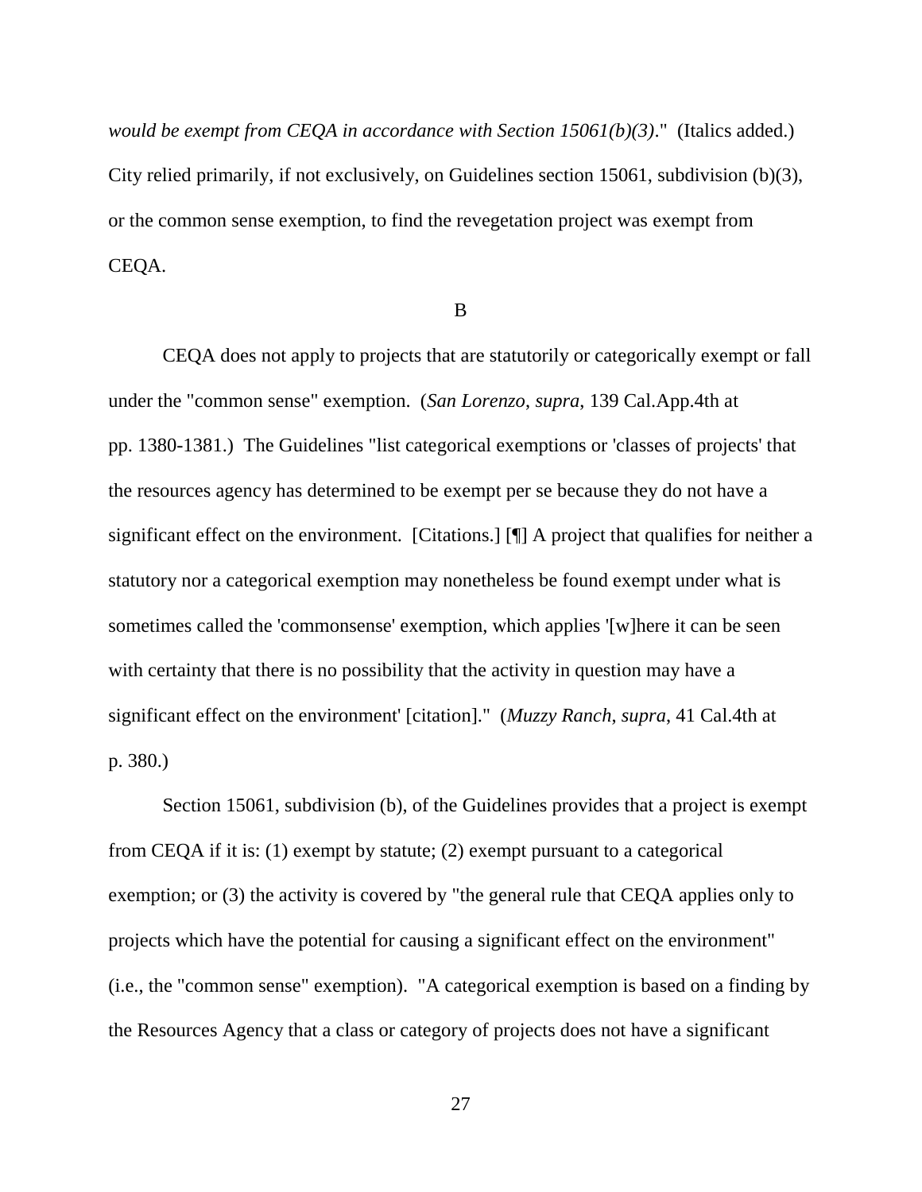*would be exempt from CEQA in accordance with Section 15061(b)(3)*." (Italics added.) City relied primarily, if not exclusively, on Guidelines section 15061, subdivision (b)(3), or the common sense exemption, to find the revegetation project was exempt from CEQA.

B

CEQA does not apply to projects that are statutorily or categorically exempt or fall under the "common sense" exemption. (*San Lorenzo, supra*, 139 Cal.App.4th at pp. 1380-1381.) The Guidelines "list categorical exemptions or 'classes of projects' that the resources agency has determined to be exempt per se because they do not have a significant effect on the environment. [Citations.] [¶] A project that qualifies for neither a statutory nor a categorical exemption may nonetheless be found exempt under what is sometimes called the 'commonsense' exemption, which applies '[w]here it can be seen with certainty that there is no possibility that the activity in question may have a significant effect on the environment' [citation]." (*Muzzy Ranch*, *supra*, 41 Cal.4th at p. 380.)

Section 15061, subdivision (b), of the Guidelines provides that a project is exempt from CEQA if it is: (1) exempt by statute; (2) exempt pursuant to a categorical exemption; or (3) the activity is covered by "the general rule that CEQA applies only to projects which have the potential for causing a significant effect on the environment" (i.e., the "common sense" exemption). "A categorical exemption is based on a finding by the Resources Agency that a class or category of projects does not have a significant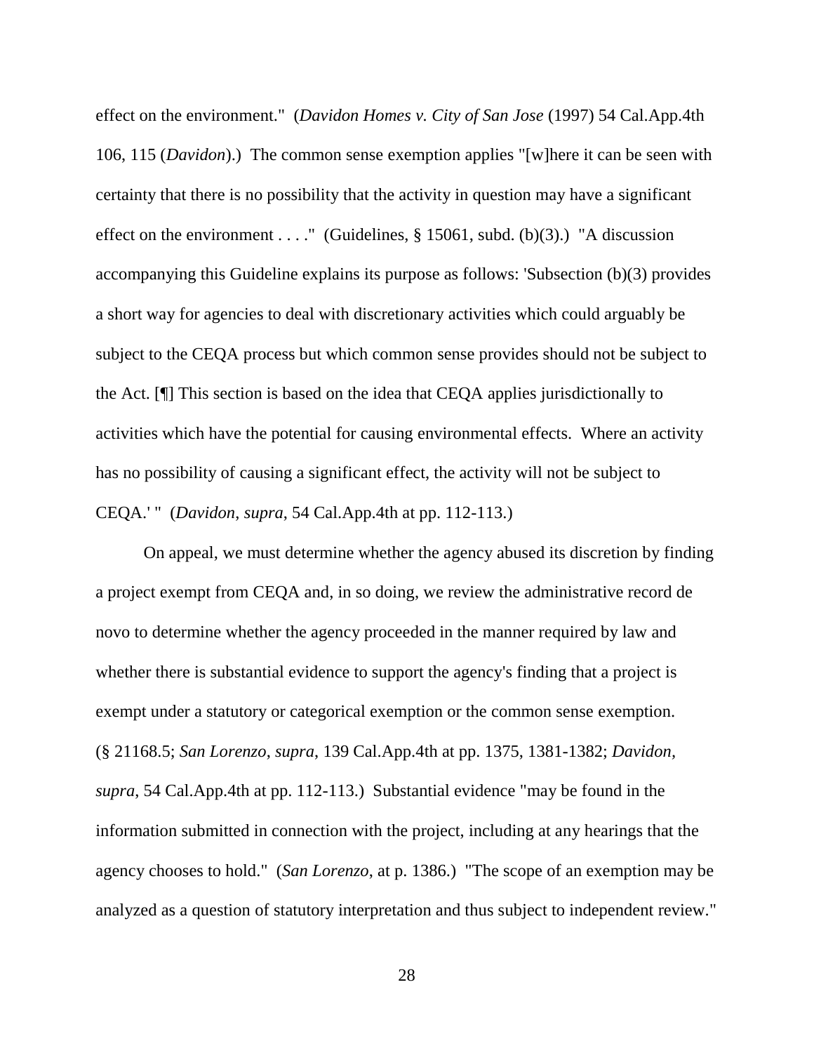effect on the environment." (*Davidon Homes v. City of San Jose* (1997) 54 Cal.App.4th 106, 115 (*Davidon*).) The common sense exemption applies "[w]here it can be seen with certainty that there is no possibility that the activity in question may have a significant effect on the environment . . . ." (Guidelines, § 15061, subd. (b)(3).) "A discussion accompanying this Guideline explains its purpose as follows: 'Subsection (b)(3) provides a short way for agencies to deal with discretionary activities which could arguably be subject to the CEQA process but which common sense provides should not be subject to the Act. [¶] This section is based on the idea that CEQA applies jurisdictionally to activities which have the potential for causing environmental effects. Where an activity has no possibility of causing a significant effect, the activity will not be subject to CEQA.' " (*Davidon*, *supra*, 54 Cal.App.4th at pp. 112-113.)

On appeal, we must determine whether the agency abused its discretion by finding a project exempt from CEQA and, in so doing, we review the administrative record de novo to determine whether the agency proceeded in the manner required by law and whether there is substantial evidence to support the agency's finding that a project is exempt under a statutory or categorical exemption or the common sense exemption. (§ 21168.5; *San Lorenzo*, *supra*, 139 Cal.App.4th at pp. 1375, 1381-1382; *Davidon, supra*, 54 Cal.App.4th at pp. 112-113.) Substantial evidence "may be found in the information submitted in connection with the project, including at any hearings that the agency chooses to hold." (*San Lorenzo*, at p. 1386.) "The scope of an exemption may be analyzed as a question of statutory interpretation and thus subject to independent review."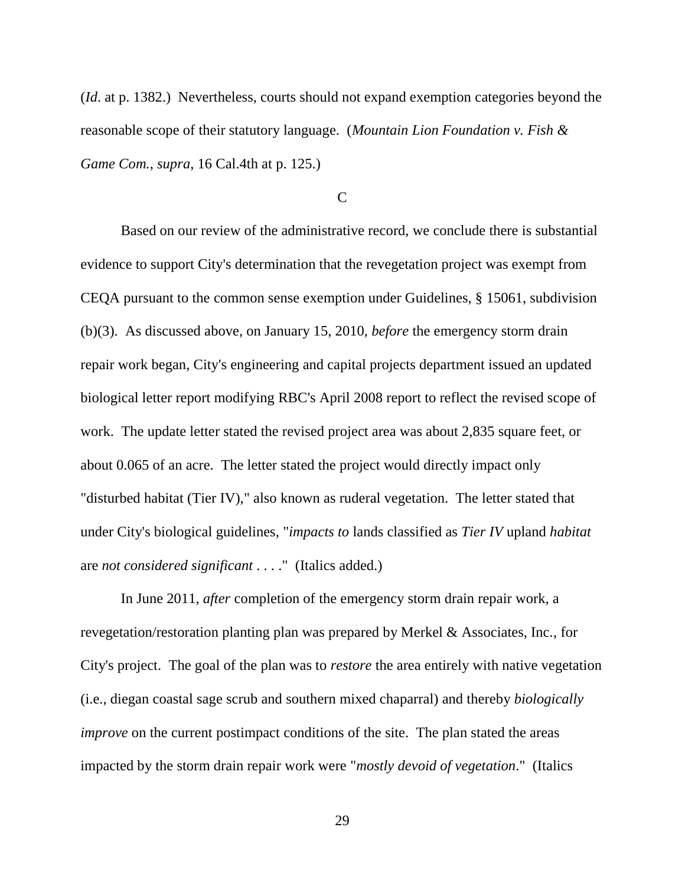(*Id*. at p. 1382.) Nevertheless, courts should not expand exemption categories beyond the reasonable scope of their statutory language. (*Mountain Lion Foundation v. Fish & Game Com.*, *supra*, 16 Cal.4th at p. 125.)

C

Based on our review of the administrative record, we conclude there is substantial evidence to support City's determination that the revegetation project was exempt from CEQA pursuant to the common sense exemption under Guidelines, § 15061, subdivision (b)(3). As discussed above, on January 15, 2010, *before* the emergency storm drain repair work began, City's engineering and capital projects department issued an updated biological letter report modifying RBC's April 2008 report to reflect the revised scope of work. The update letter stated the revised project area was about 2,835 square feet, or about 0.065 of an acre. The letter stated the project would directly impact only "disturbed habitat (Tier IV)," also known as ruderal vegetation. The letter stated that under City's biological guidelines, "*impacts to* lands classified as *Tier IV* upland *habitat* are *not considered significant* . . . ." (Italics added.)

In June 2011, *after* completion of the emergency storm drain repair work, a revegetation/restoration planting plan was prepared by Merkel & Associates, Inc., for City's project. The goal of the plan was to *restore* the area entirely with native vegetation (i.e., diegan coastal sage scrub and southern mixed chaparral) and thereby *biologically improve* on the current postimpact conditions of the site. The plan stated the areas impacted by the storm drain repair work were "*mostly devoid of vegetation*." (Italics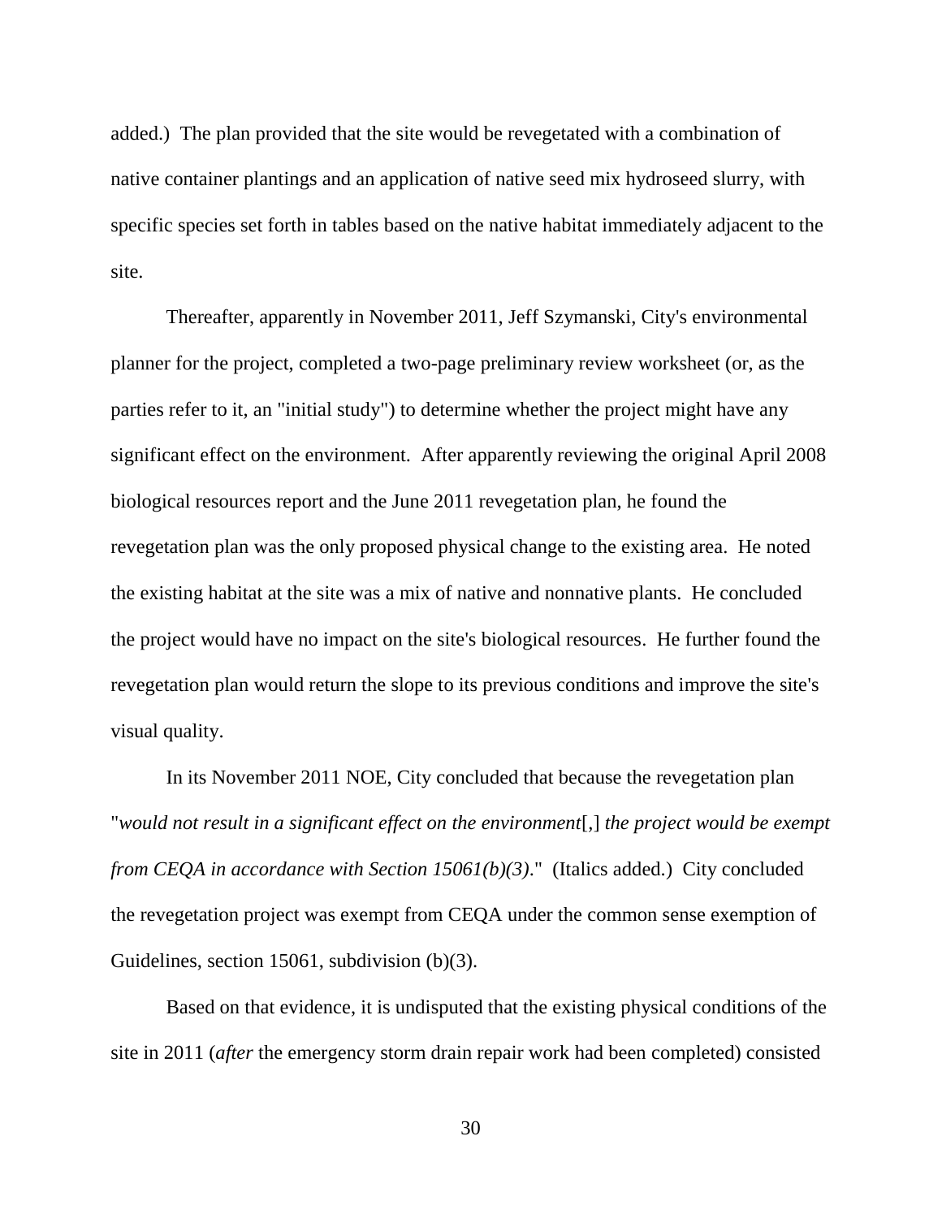added.) The plan provided that the site would be revegetated with a combination of native container plantings and an application of native seed mix hydroseed slurry, with specific species set forth in tables based on the native habitat immediately adjacent to the site.

Thereafter, apparently in November 2011, Jeff Szymanski, City's environmental planner for the project, completed a two-page preliminary review worksheet (or, as the parties refer to it, an "initial study") to determine whether the project might have any significant effect on the environment. After apparently reviewing the original April 2008 biological resources report and the June 2011 revegetation plan, he found the revegetation plan was the only proposed physical change to the existing area. He noted the existing habitat at the site was a mix of native and nonnative plants. He concluded the project would have no impact on the site's biological resources. He further found the revegetation plan would return the slope to its previous conditions and improve the site's visual quality.

In its November 2011 NOE, City concluded that because the revegetation plan "*would not result in a significant effect on the environment*[,] *the project would be exempt from CEQA in accordance with Section 15061(b)(3)*." (Italics added.) City concluded the revegetation project was exempt from CEQA under the common sense exemption of Guidelines, section 15061, subdivision (b)(3).

Based on that evidence, it is undisputed that the existing physical conditions of the site in 2011 (*after* the emergency storm drain repair work had been completed) consisted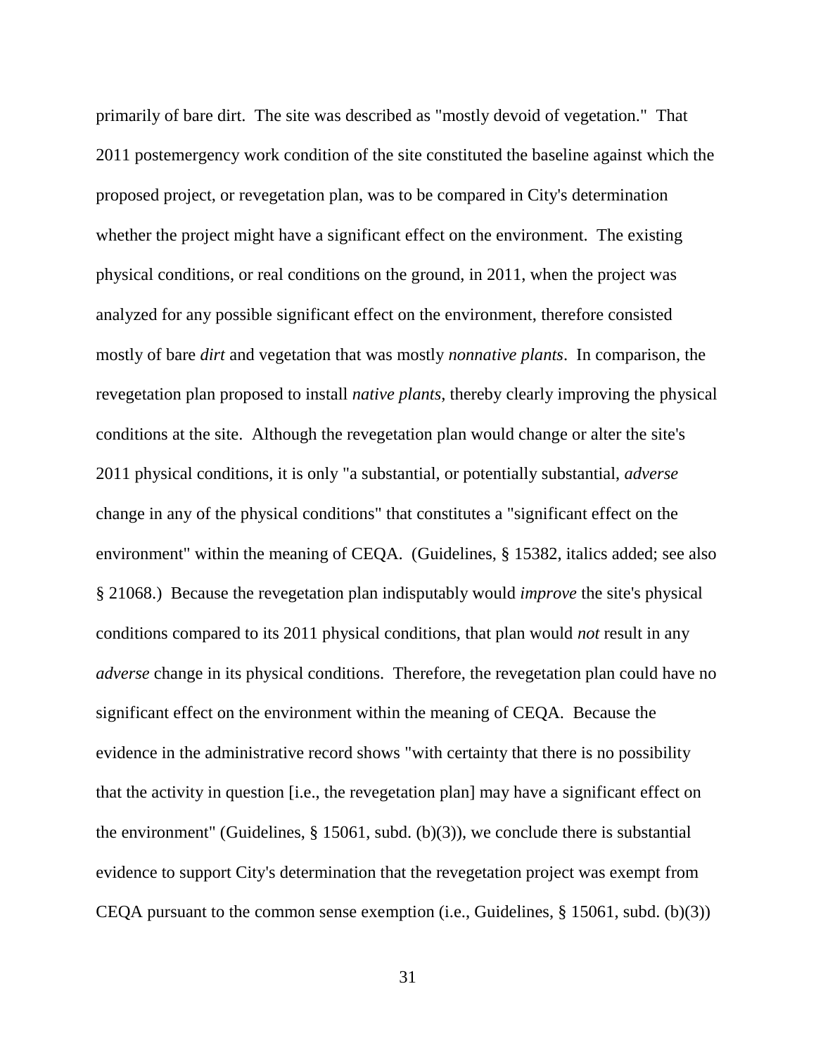primarily of bare dirt. The site was described as "mostly devoid of vegetation." That 2011 postemergency work condition of the site constituted the baseline against which the proposed project, or revegetation plan, was to be compared in City's determination whether the project might have a significant effect on the environment. The existing physical conditions, or real conditions on the ground, in 2011, when the project was analyzed for any possible significant effect on the environment, therefore consisted mostly of bare *dirt* and vegetation that was mostly *nonnative plants*. In comparison, the revegetation plan proposed to install *native plants,* thereby clearly improving the physical conditions at the site. Although the revegetation plan would change or alter the site's 2011 physical conditions, it is only "a substantial, or potentially substantial, *adverse* change in any of the physical conditions" that constitutes a "significant effect on the environment" within the meaning of CEQA. (Guidelines, § 15382, italics added; see also § 21068.) Because the revegetation plan indisputably would *improve* the site's physical conditions compared to its 2011 physical conditions, that plan would *not* result in any *adverse* change in its physical conditions. Therefore, the revegetation plan could have no significant effect on the environment within the meaning of CEQA. Because the evidence in the administrative record shows "with certainty that there is no possibility that the activity in question [i.e., the revegetation plan] may have a significant effect on the environment" (Guidelines, § 15061, subd. (b)(3)), we conclude there is substantial evidence to support City's determination that the revegetation project was exempt from CEQA pursuant to the common sense exemption (i.e., Guidelines, § 15061, subd. (b)(3))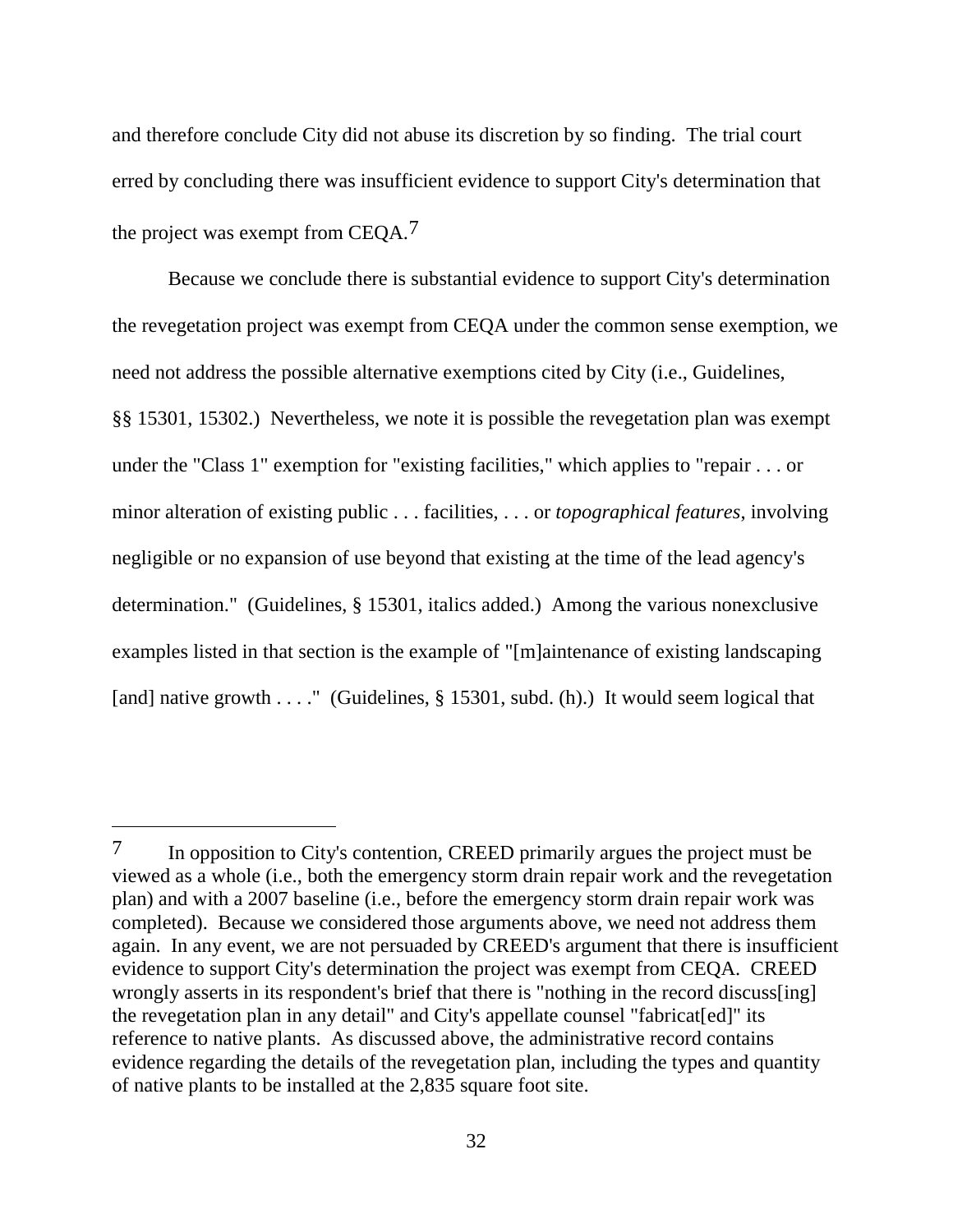and therefore conclude City did not abuse its discretion by so finding. The trial court erred by concluding there was insufficient evidence to support City's determination that the project was exempt from CEQA.[7]

Because we conclude there is substantial evidence to support City's determination the revegetation project was exempt from CEQA under the common sense exemption, we need not address the possible alternative exemptions cited by City (i.e., Guidelines, §§ 15301, 15302.) Nevertheless, we note it is possible the revegetation plan was exempt under the "Class 1" exemption for "existing facilities," which applies to "repair . . . or minor alteration of existing public . . . facilities, . . . or *topographical features*, involving negligible or no expansion of use beyond that existing at the time of the lead agency's determination." (Guidelines, § 15301, italics added.) Among the various nonexclusive examples listed in that section is the example of "[m]aintenance of existing landscaping [and] native growth . . . ." (Guidelines, § 15301, subd. (h).) It would seem logical that

---

[7] In opposition to City's contention, CREED primarily argues the project must be viewed as a whole (i.e., both the emergency storm drain repair work and the revegetation plan) and with a 2007 baseline (i.e., before the emergency storm drain repair work was completed). Because we considered those arguments above, we need not address them again. In any event, we are not persuaded by CREED's argument that there is insufficient evidence to support City's determination the project was exempt from CEQA. CREED wrongly asserts in its respondent's brief that there is "nothing in the record discuss[ing] the revegetation plan in any detail" and City's appellate counsel "fabricat[ed]" its reference to native plants. As discussed above, the administrative record contains evidence regarding the details of the revegetation plan, including the types and quantity of native plants to be installed at the 2,835 square foot site.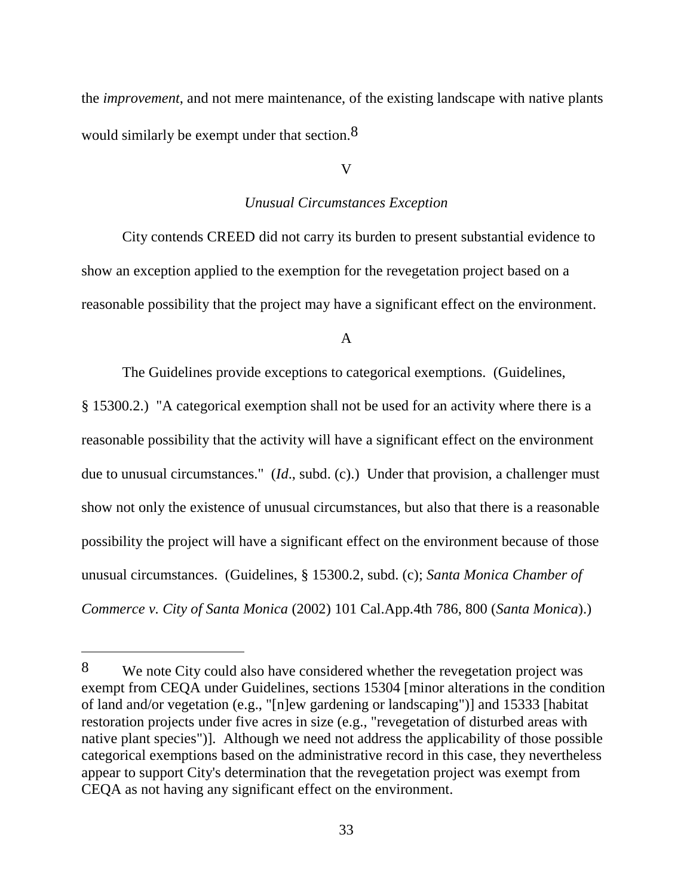the *improvement*, and not mere maintenance, of the existing landscape with native plants would similarly be exempt under that section.[8]

V

*Unusual Circumstances Exception*

City contends CREED did not carry its burden to present substantial evidence to show an exception applied to the exemption for the revegetation project based on a reasonable possibility that the project may have a significant effect on the environment.

A

The Guidelines provide exceptions to categorical exemptions. (Guidelines, § 15300.2.) "A categorical exemption shall not be used for an activity where there is a reasonable possibility that the activity will have a significant effect on the environment due to unusual circumstances." (*Id*., subd. (c).) Under that provision, a challenger must show not only the existence of unusual circumstances, but also that there is a reasonable possibility the project will have a significant effect on the environment because of those unusual circumstances. (Guidelines, § 15300.2, subd. (c); *Santa Monica Chamber of Commerce v. City of Santa Monica* (2002) 101 Cal.App.4th 786, 800 (*Santa Monica*).)

---

[8] We note City could also have considered whether the revegetation project was exempt from CEQA under Guidelines, sections 15304 [minor alterations in the condition of land and/or vegetation (e.g., "[n]ew gardening or landscaping")] and 15333 [habitat restoration projects under five acres in size (e.g., "revegetation of disturbed areas with native plant species")]. Although we need not address the applicability of those possible categorical exemptions based on the administrative record in this case, they nevertheless appear to support City's determination that the revegetation project was exempt from CEQA as not having any significant effect on the environment.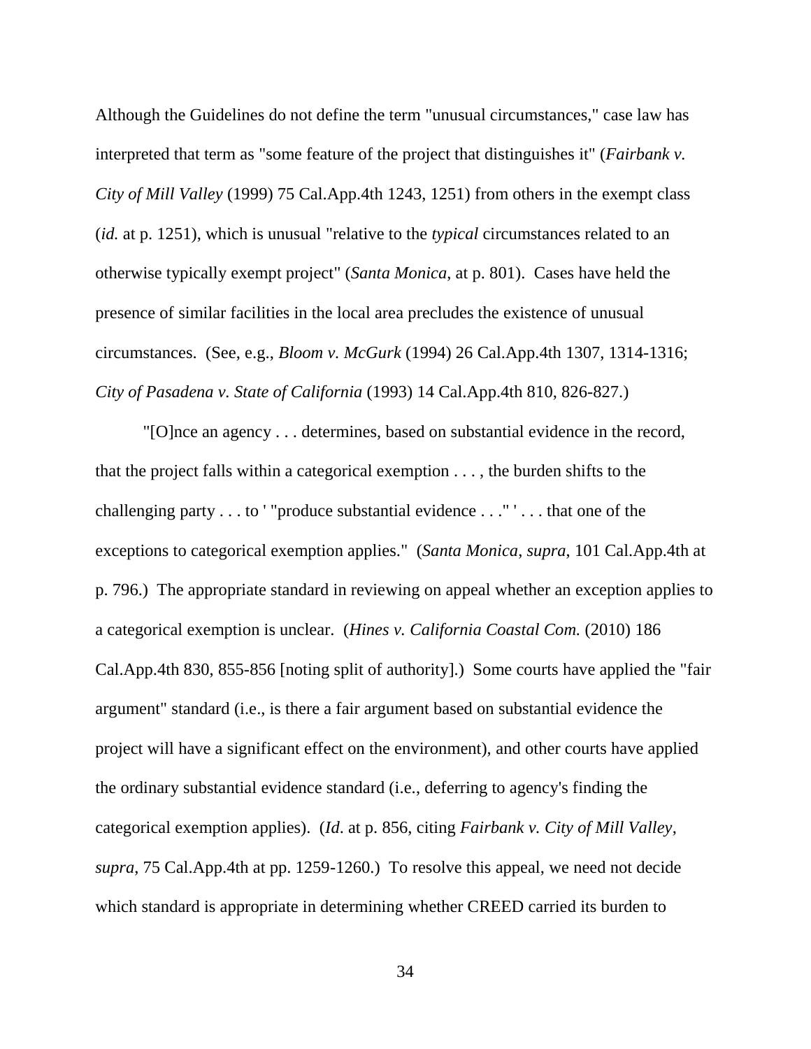Although the Guidelines do not define the term "unusual circumstances," case law has interpreted that term as "some feature of the project that distinguishes it" (*Fairbank v. City of Mill Valley* (1999) 75 Cal.App.4th 1243, 1251) from others in the exempt class (*id.* at p. 1251), which is unusual "relative to the *typical* circumstances related to an otherwise typically exempt project" (*Santa Monica*, at p. 801). Cases have held the presence of similar facilities in the local area precludes the existence of unusual circumstances. (See, e.g., *Bloom v. McGurk* (1994) 26 Cal.App.4th 1307, 1314-1316; *City of Pasadena v. State of California* (1993) 14 Cal.App.4th 810, 826-827.)

"[O]nce an agency . . . determines, based on substantial evidence in the record, that the project falls within a categorical exemption . . . , the burden shifts to the challenging party . . . to ' "produce substantial evidence . . ." ' . . . that one of the exceptions to categorical exemption applies." (*Santa Monica*, *supra*, 101 Cal.App.4th at p. 796.) The appropriate standard in reviewing on appeal whether an exception applies to a categorical exemption is unclear. (*Hines v. California Coastal Com.* (2010) 186 Cal.App.4th 830, 855-856 [noting split of authority].) Some courts have applied the "fair argument" standard (i.e., is there a fair argument based on substantial evidence the project will have a significant effect on the environment), and other courts have applied the ordinary substantial evidence standard (i.e., deferring to agency's finding the categorical exemption applies). (*Id*. at p. 856, citing *Fairbank v. City of Mill Valley*, *supra*, 75 Cal.App.4th at pp. 1259-1260.) To resolve this appeal, we need not decide which standard is appropriate in determining whether CREED carried its burden to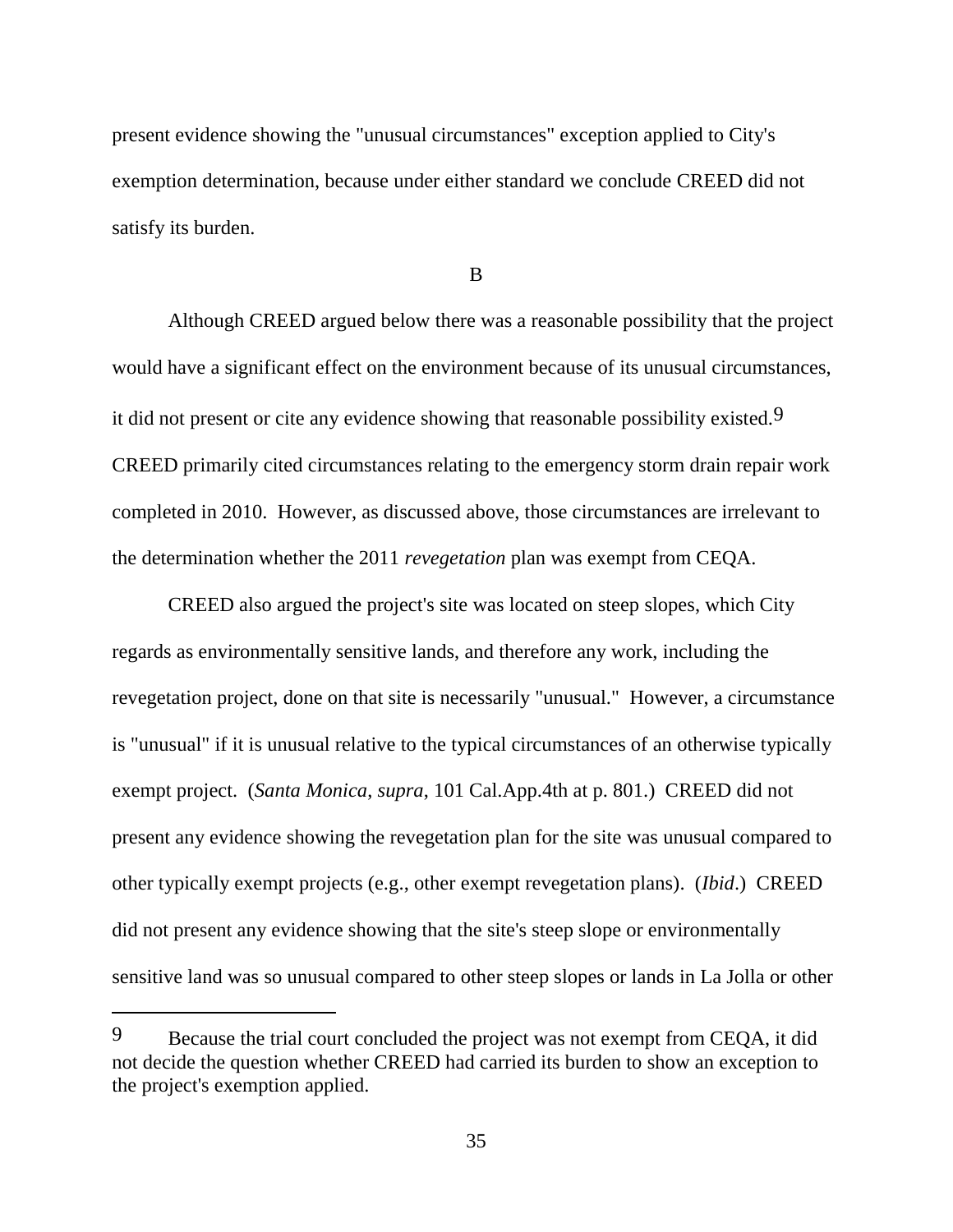present evidence showing the "unusual circumstances" exception applied to City's exemption determination, because under either standard we conclude CREED did not satisfy its burden.

B

Although CREED argued below there was a reasonable possibility that the project would have a significant effect on the environment because of its unusual circumstances, it did not present or cite any evidence showing that reasonable possibility existed.[9] CREED primarily cited circumstances relating to the emergency storm drain repair work completed in 2010. However, as discussed above, those circumstances are irrelevant to the determination whether the 2011 *revegetation* plan was exempt from CEQA.

CREED also argued the project's site was located on steep slopes, which City regards as environmentally sensitive lands, and therefore any work, including the revegetation project, done on that site is necessarily "unusual." However, a circumstance is "unusual" if it is unusual relative to the typical circumstances of an otherwise typically exempt project. (*Santa Monica*, *supra*, 101 Cal.App.4th at p. 801.) CREED did not present any evidence showing the revegetation plan for the site was unusual compared to other typically exempt projects (e.g., other exempt revegetation plans). (*Ibid*.) CREED did not present any evidence showing that the site's steep slope or environmentally sensitive land was so unusual compared to other steep slopes or lands in La Jolla or other

---

[9] Because the trial court concluded the project was not exempt from CEQA, it did not decide the question whether CREED had carried its burden to show an exception to the project's exemption applied.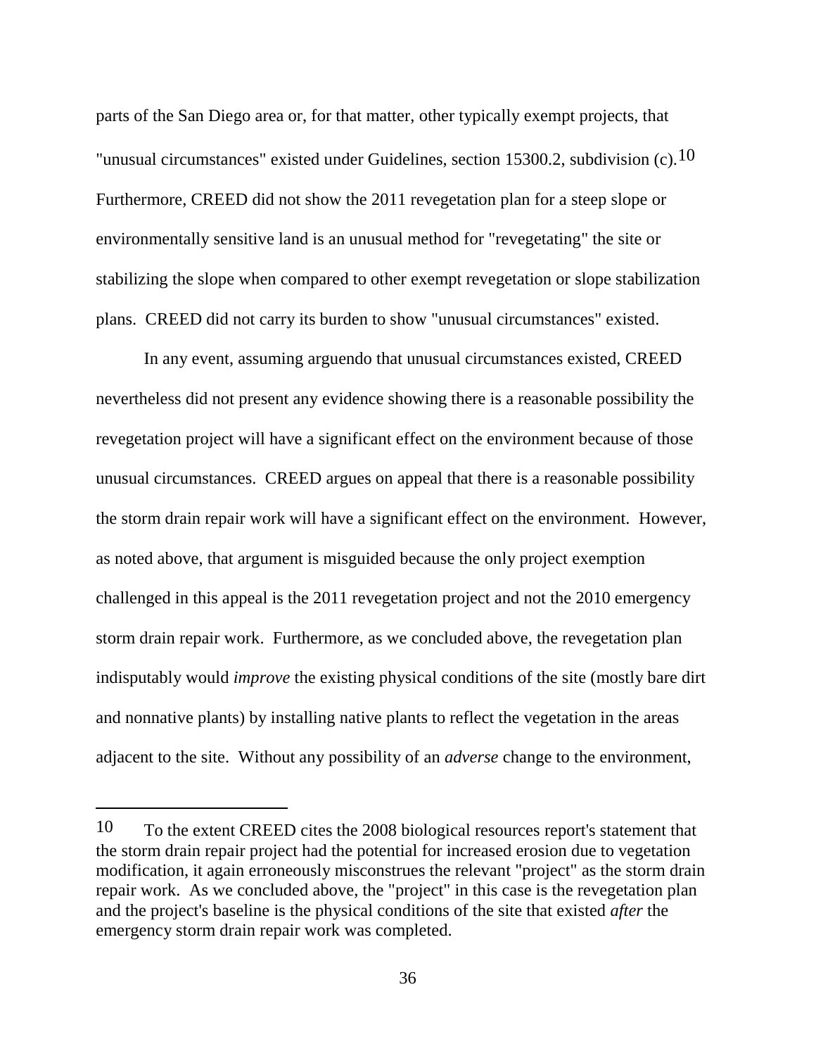parts of the San Diego area or, for that matter, other typically exempt projects, that "unusual circumstances" existed under Guidelines, section 15300.2, subdivision (c).[10] Furthermore, CREED did not show the 2011 revegetation plan for a steep slope or environmentally sensitive land is an unusual method for "revegetating" the site or stabilizing the slope when compared to other exempt revegetation or slope stabilization plans. CREED did not carry its burden to show "unusual circumstances" existed.

In any event, assuming arguendo that unusual circumstances existed, CREED nevertheless did not present any evidence showing there is a reasonable possibility the revegetation project will have a significant effect on the environment because of those unusual circumstances. CREED argues on appeal that there is a reasonable possibility the storm drain repair work will have a significant effect on the environment. However, as noted above, that argument is misguided because the only project exemption challenged in this appeal is the 2011 revegetation project and not the 2010 emergency storm drain repair work. Furthermore, as we concluded above, the revegetation plan indisputably would *improve* the existing physical conditions of the site (mostly bare dirt and nonnative plants) by installing native plants to reflect the vegetation in the areas adjacent to the site. Without any possibility of an *adverse* change to the environment,

---

[10] To the extent CREED cites the 2008 biological resources report's statement that the storm drain repair project had the potential for increased erosion due to vegetation modification, it again erroneously misconstrues the relevant "project" as the storm drain repair work. As we concluded above, the "project" in this case is the revegetation plan and the project's baseline is the physical conditions of the site that existed *after* the emergency storm drain repair work was completed.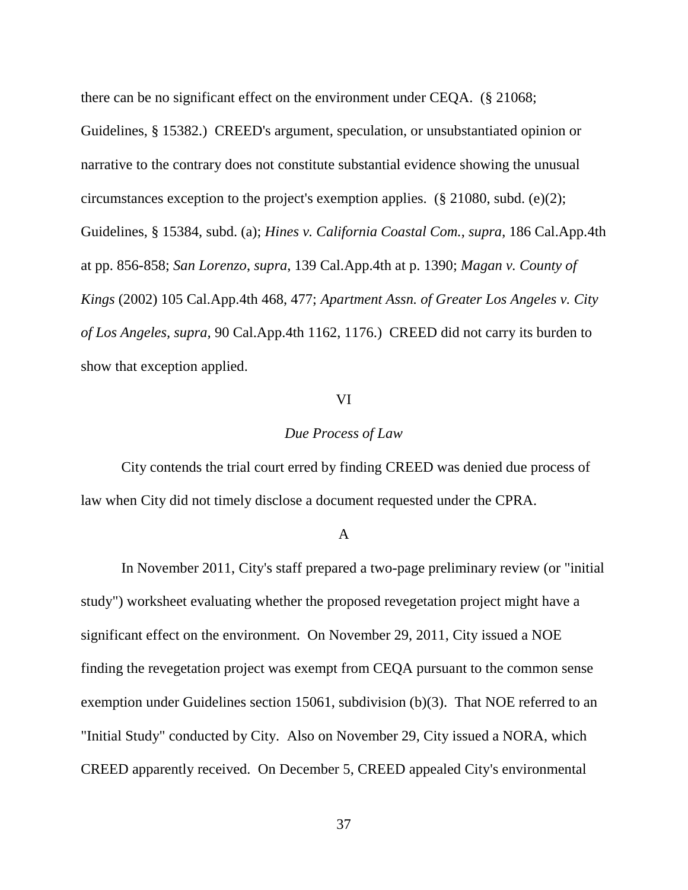there can be no significant effect on the environment under CEQA. (§ 21068; Guidelines, § 15382.) CREED's argument, speculation, or unsubstantiated opinion or narrative to the contrary does not constitute substantial evidence showing the unusual circumstances exception to the project's exemption applies. (§ 21080, subd. (e)(2); Guidelines, § 15384, subd. (a); *Hines v. California Coastal Com.*, *supra*, 186 Cal.App.4th at pp. 856-858; *San Lorenzo*, *supra*, 139 Cal.App.4th at p. 1390; *Magan v. County of Kings* (2002) 105 Cal.App.4th 468, 477; *Apartment Assn. of Greater Los Angeles v. City of Los Angeles*, *supra*, 90 Cal.App.4th 1162, 1176.) CREED did not carry its burden to show that exception applied.

VI

*Due Process of Law*

City contends the trial court erred by finding CREED was denied due process of law when City did not timely disclose a document requested under the CPRA.

A

In November 2011, City's staff prepared a two-page preliminary review (or "initial study") worksheet evaluating whether the proposed revegetation project might have a significant effect on the environment. On November 29, 2011, City issued a NOE finding the revegetation project was exempt from CEQA pursuant to the common sense exemption under Guidelines section 15061, subdivision (b)(3). That NOE referred to an "Initial Study" conducted by City. Also on November 29, City issued a NORA, which CREED apparently received. On December 5, CREED appealed City's environmental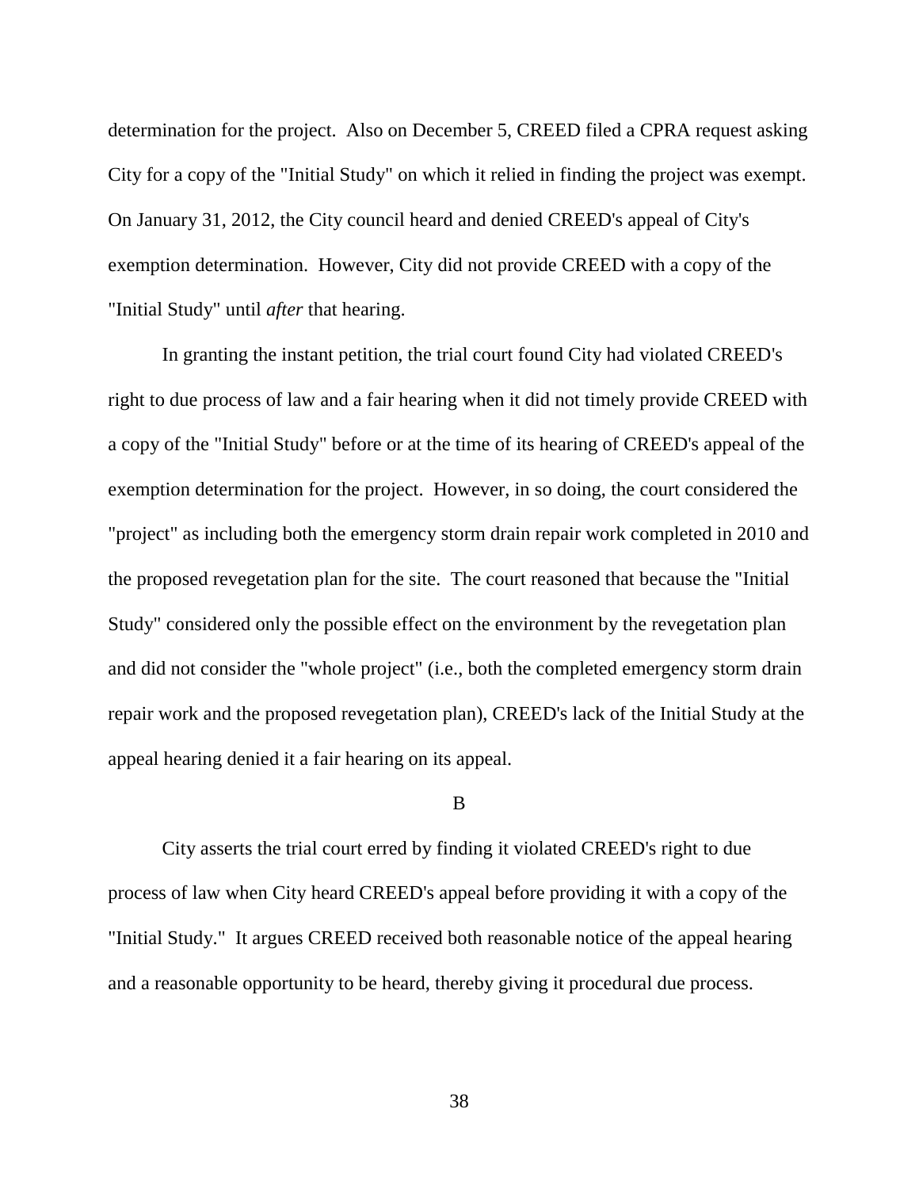determination for the project. Also on December 5, CREED filed a CPRA request asking City for a copy of the "Initial Study" on which it relied in finding the project was exempt. On January 31, 2012, the City council heard and denied CREED's appeal of City's exemption determination. However, City did not provide CREED with a copy of the "Initial Study" until *after* that hearing.

In granting the instant petition, the trial court found City had violated CREED's right to due process of law and a fair hearing when it did not timely provide CREED with a copy of the "Initial Study" before or at the time of its hearing of CREED's appeal of the exemption determination for the project. However, in so doing, the court considered the "project" as including both the emergency storm drain repair work completed in 2010 and the proposed revegetation plan for the site. The court reasoned that because the "Initial Study" considered only the possible effect on the environment by the revegetation plan and did not consider the "whole project" (i.e., both the completed emergency storm drain repair work and the proposed revegetation plan), CREED's lack of the Initial Study at the appeal hearing denied it a fair hearing on its appeal.

B

City asserts the trial court erred by finding it violated CREED's right to due process of law when City heard CREED's appeal before providing it with a copy of the "Initial Study." It argues CREED received both reasonable notice of the appeal hearing and a reasonable opportunity to be heard, thereby giving it procedural due process.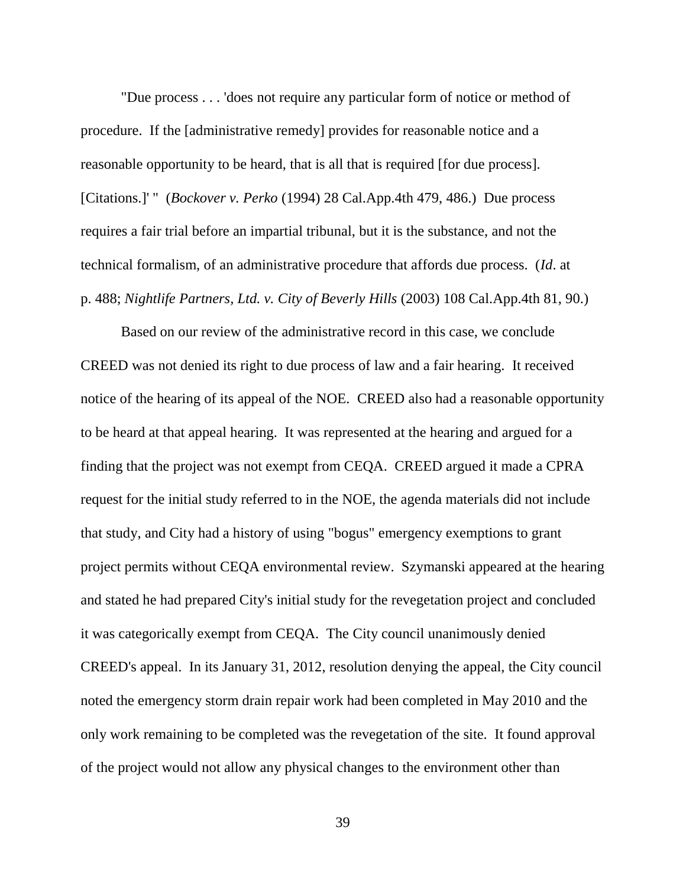"Due process . . . 'does not require any particular form of notice or method of procedure. If the [administrative remedy] provides for reasonable notice and a reasonable opportunity to be heard, that is all that is required [for due process]. [Citations.]' " (*Bockover v. Perko* (1994) 28 Cal.App.4th 479, 486.) Due process requires a fair trial before an impartial tribunal, but it is the substance, and not the technical formalism, of an administrative procedure that affords due process. (*Id*. at p. 488; *Nightlife Partners, Ltd. v. City of Beverly Hills* (2003) 108 Cal.App.4th 81, 90.)

Based on our review of the administrative record in this case, we conclude CREED was not denied its right to due process of law and a fair hearing. It received notice of the hearing of its appeal of the NOE. CREED also had a reasonable opportunity to be heard at that appeal hearing. It was represented at the hearing and argued for a finding that the project was not exempt from CEQA. CREED argued it made a CPRA request for the initial study referred to in the NOE, the agenda materials did not include that study, and City had a history of using "bogus" emergency exemptions to grant project permits without CEQA environmental review. Szymanski appeared at the hearing and stated he had prepared City's initial study for the revegetation project and concluded it was categorically exempt from CEQA. The City council unanimously denied CREED's appeal. In its January 31, 2012, resolution denying the appeal, the City council noted the emergency storm drain repair work had been completed in May 2010 and the only work remaining to be completed was the revegetation of the site. It found approval of the project would not allow any physical changes to the environment other than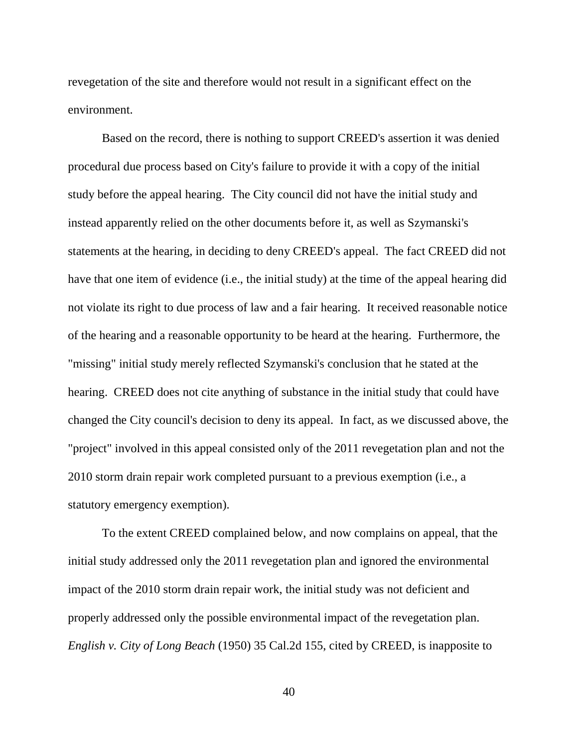revegetation of the site and therefore would not result in a significant effect on the environment.

Based on the record, there is nothing to support CREED's assertion it was denied procedural due process based on City's failure to provide it with a copy of the initial study before the appeal hearing. The City council did not have the initial study and instead apparently relied on the other documents before it, as well as Szymanski's statements at the hearing, in deciding to deny CREED's appeal. The fact CREED did not have that one item of evidence (i.e., the initial study) at the time of the appeal hearing did not violate its right to due process of law and a fair hearing. It received reasonable notice of the hearing and a reasonable opportunity to be heard at the hearing. Furthermore, the "missing" initial study merely reflected Szymanski's conclusion that he stated at the hearing. CREED does not cite anything of substance in the initial study that could have changed the City council's decision to deny its appeal. In fact, as we discussed above, the "project" involved in this appeal consisted only of the 2011 revegetation plan and not the 2010 storm drain repair work completed pursuant to a previous exemption (i.e., a statutory emergency exemption).

To the extent CREED complained below, and now complains on appeal, that the initial study addressed only the 2011 revegetation plan and ignored the environmental impact of the 2010 storm drain repair work, the initial study was not deficient and properly addressed only the possible environmental impact of the revegetation plan. *English v. City of Long Beach* (1950) 35 Cal.2d 155, cited by CREED, is inapposite to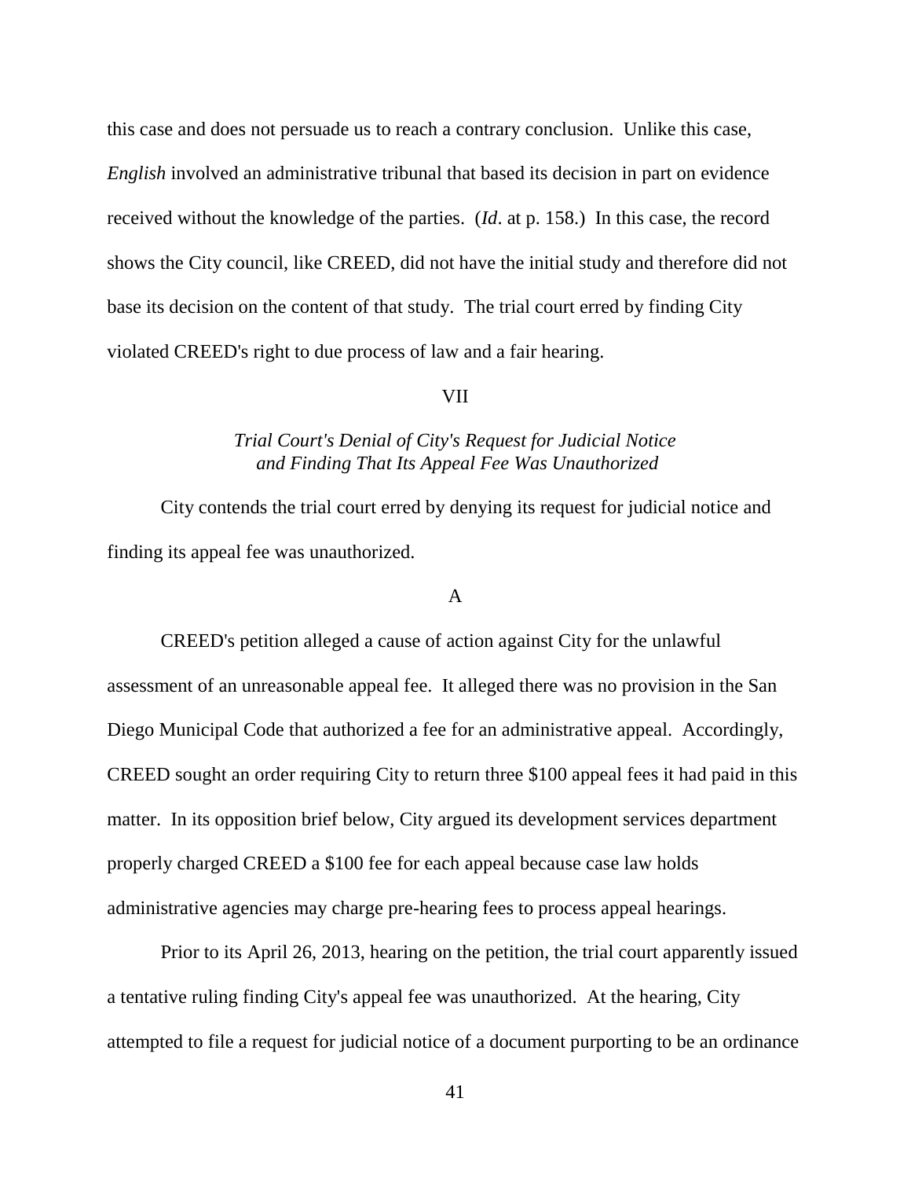this case and does not persuade us to reach a contrary conclusion. Unlike this case, *English* involved an administrative tribunal that based its decision in part on evidence received without the knowledge of the parties. (*Id*. at p. 158.) In this case, the record shows the City council, like CREED, did not have the initial study and therefore did not base its decision on the content of that study. The trial court erred by finding City violated CREED's right to due process of law and a fair hearing.

## VII

### *Trial Court's Denial of City's Request for Judicial Notice and Finding That Its Appeal Fee Was Unauthorized*

City contends the trial court erred by denying its request for judicial notice and finding its appeal fee was unauthorized.

### A

CREED's petition alleged a cause of action against City for the unlawful assessment of an unreasonable appeal fee. It alleged there was no provision in the San Diego Municipal Code that authorized a fee for an administrative appeal. Accordingly, CREED sought an order requiring City to return three $100 appeal fees it had paid in this matter. In its opposition brief below, City argued its development services department properly charged CREED a $100 fee for each appeal because case law holds administrative agencies may charge pre-hearing fees to process appeal hearings.

Prior to its April 26, 2013, hearing on the petition, the trial court apparently issued a tentative ruling finding City's appeal fee was unauthorized. At the hearing, City attempted to file a request for judicial notice of a document purporting to be an ordinance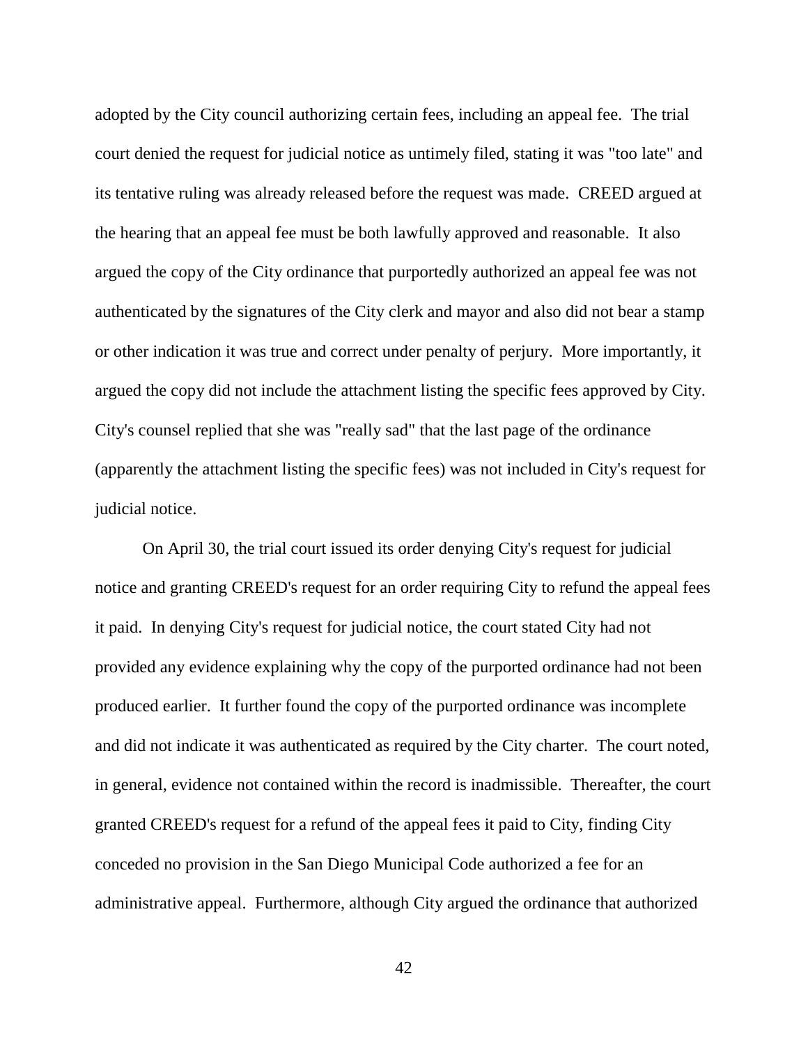adopted by the City council authorizing certain fees, including an appeal fee. The trial court denied the request for judicial notice as untimely filed, stating it was "too late" and its tentative ruling was already released before the request was made. CREED argued at the hearing that an appeal fee must be both lawfully approved and reasonable. It also argued the copy of the City ordinance that purportedly authorized an appeal fee was not authenticated by the signatures of the City clerk and mayor and also did not bear a stamp or other indication it was true and correct under penalty of perjury. More importantly, it argued the copy did not include the attachment listing the specific fees approved by City. City's counsel replied that she was "really sad" that the last page of the ordinance (apparently the attachment listing the specific fees) was not included in City's request for judicial notice.

On April 30, the trial court issued its order denying City's request for judicial notice and granting CREED's request for an order requiring City to refund the appeal fees it paid. In denying City's request for judicial notice, the court stated City had not provided any evidence explaining why the copy of the purported ordinance had not been produced earlier. It further found the copy of the purported ordinance was incomplete and did not indicate it was authenticated as required by the City charter. The court noted, in general, evidence not contained within the record is inadmissible. Thereafter, the court granted CREED's request for a refund of the appeal fees it paid to City, finding City conceded no provision in the San Diego Municipal Code authorized a fee for an administrative appeal. Furthermore, although City argued the ordinance that authorized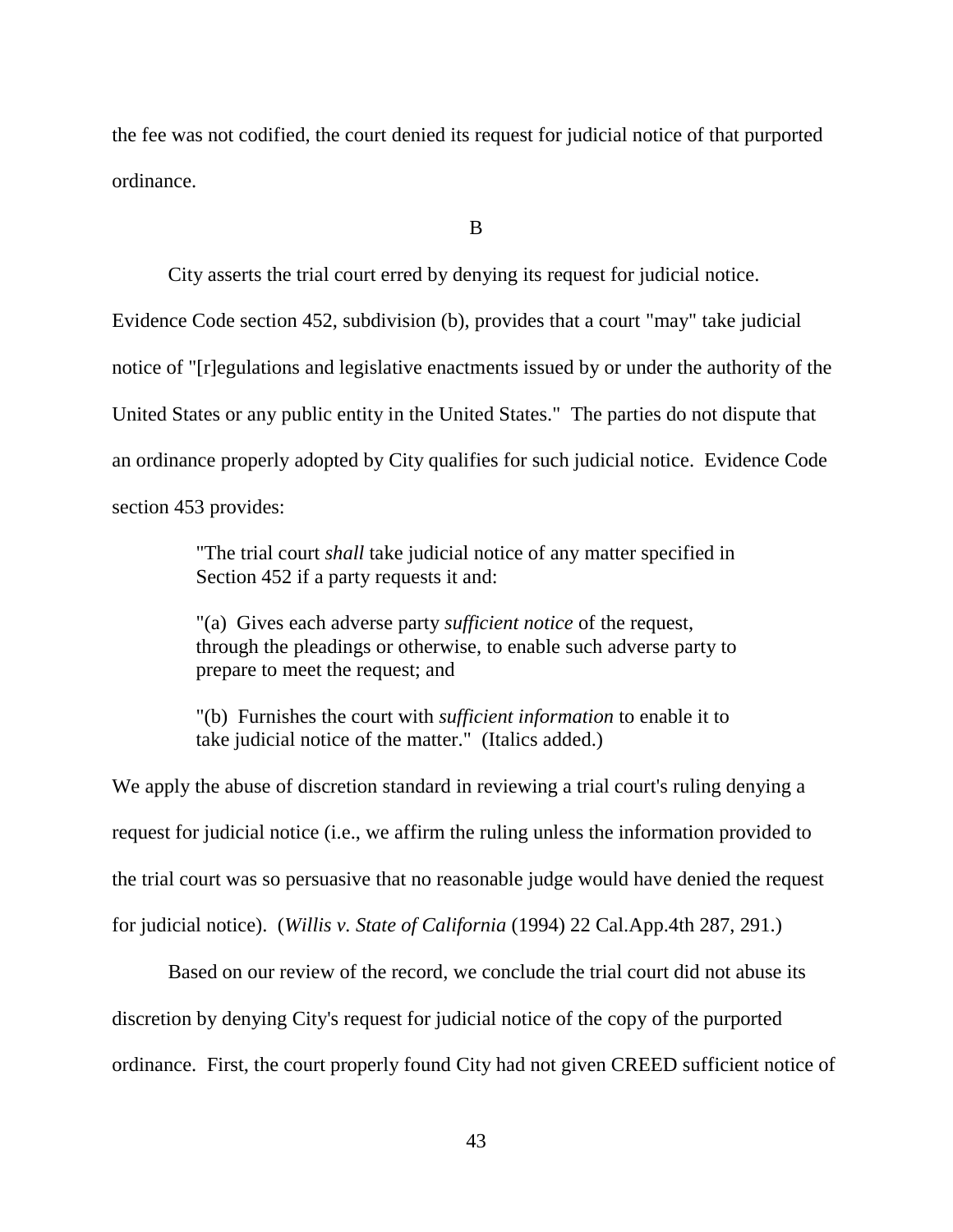the fee was not codified, the court denied its request for judicial notice of that purported ordinance.

B

City asserts the trial court erred by denying its request for judicial notice. Evidence Code section 452, subdivision (b), provides that a court "may" take judicial notice of "[r]egulations and legislative enactments issued by or under the authority of the United States or any public entity in the United States." The parties do not dispute that an ordinance properly adopted by City qualifies for such judicial notice. Evidence Code section 453 provides:

> "The trial court *shall* take judicial notice of any matter specified in Section 452 if a party requests it and:
>
> "(a) Gives each adverse party *sufficient notice* of the request, through the pleadings or otherwise, to enable such adverse party to prepare to meet the request; and
>
> "(b) Furnishes the court with *sufficient information* to enable it to take judicial notice of the matter." (Italics added.)

We apply the abuse of discretion standard in reviewing a trial court's ruling denying a request for judicial notice (i.e., we affirm the ruling unless the information provided to the trial court was so persuasive that no reasonable judge would have denied the request for judicial notice). (*Willis v. State of California* (1994) 22 Cal.App.4th 287, 291.)

Based on our review of the record, we conclude the trial court did not abuse its discretion by denying City's request for judicial notice of the copy of the purported ordinance. First, the court properly found City had not given CREED sufficient notice of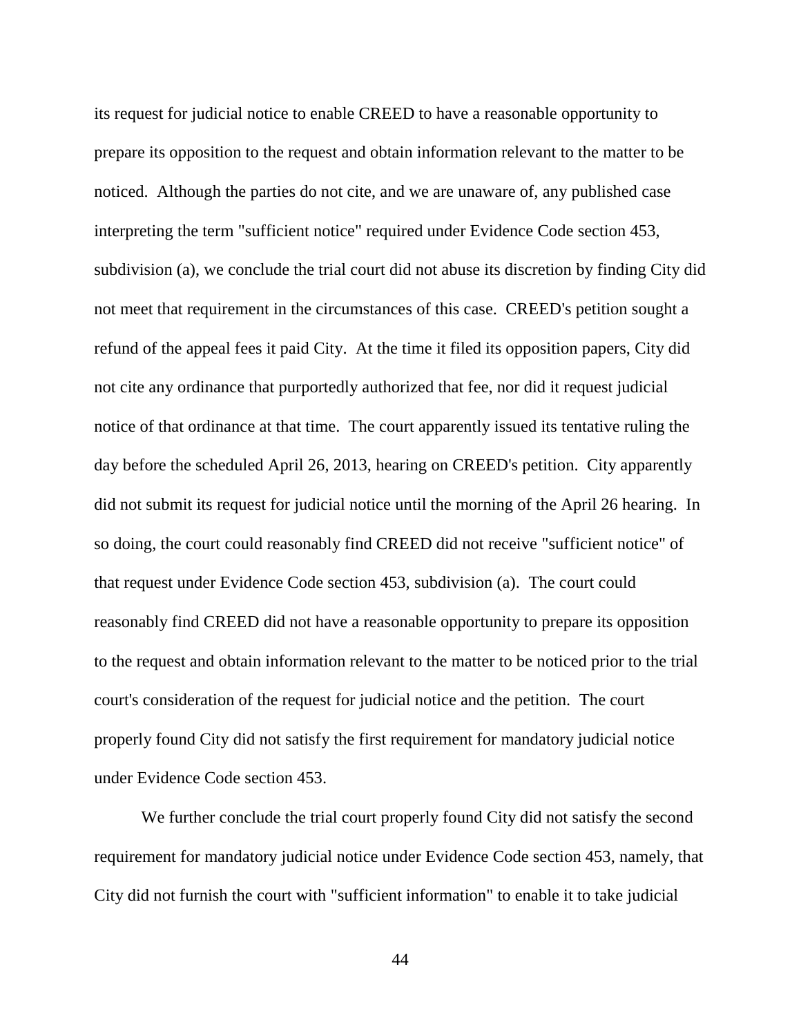its request for judicial notice to enable CREED to have a reasonable opportunity to prepare its opposition to the request and obtain information relevant to the matter to be noticed. Although the parties do not cite, and we are unaware of, any published case interpreting the term "sufficient notice" required under Evidence Code section 453, subdivision (a), we conclude the trial court did not abuse its discretion by finding City did not meet that requirement in the circumstances of this case. CREED's petition sought a refund of the appeal fees it paid City. At the time it filed its opposition papers, City did not cite any ordinance that purportedly authorized that fee, nor did it request judicial notice of that ordinance at that time. The court apparently issued its tentative ruling the day before the scheduled April 26, 2013, hearing on CREED's petition. City apparently did not submit its request for judicial notice until the morning of the April 26 hearing. In so doing, the court could reasonably find CREED did not receive "sufficient notice" of that request under Evidence Code section 453, subdivision (a). The court could reasonably find CREED did not have a reasonable opportunity to prepare its opposition to the request and obtain information relevant to the matter to be noticed prior to the trial court's consideration of the request for judicial notice and the petition. The court properly found City did not satisfy the first requirement for mandatory judicial notice under Evidence Code section 453.

We further conclude the trial court properly found City did not satisfy the second requirement for mandatory judicial notice under Evidence Code section 453, namely, that City did not furnish the court with "sufficient information" to enable it to take judicial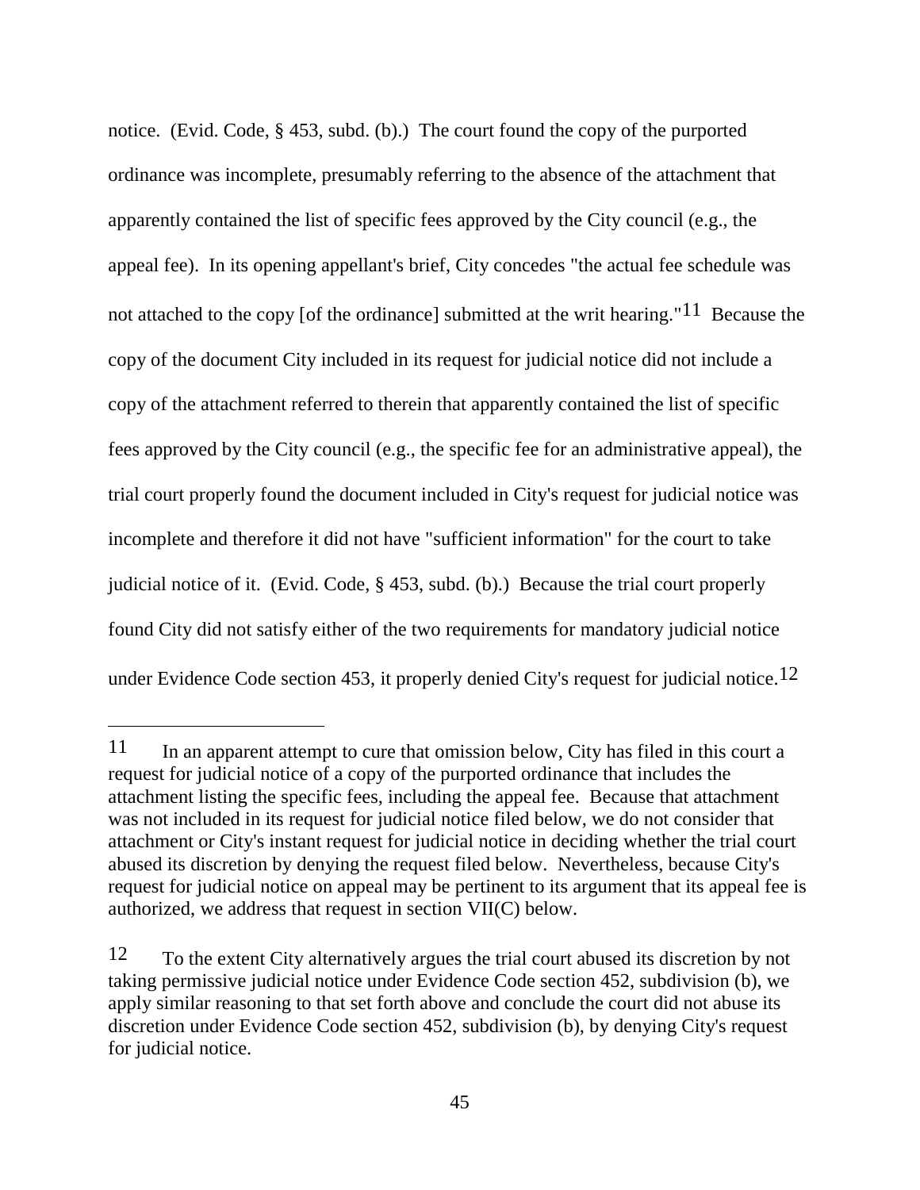notice. (Evid. Code, § 453, subd. (b).) The court found the copy of the purported ordinance was incomplete, presumably referring to the absence of the attachment that apparently contained the list of specific fees approved by the City council (e.g., the appeal fee). In its opening appellant's brief, City concedes "the actual fee schedule was not attached to the copy [of the ordinance] submitted at the writ hearing."[11] Because the copy of the document City included in its request for judicial notice did not include a copy of the attachment referred to therein that apparently contained the list of specific fees approved by the City council (e.g., the specific fee for an administrative appeal), the trial court properly found the document included in City's request for judicial notice was incomplete and therefore it did not have "sufficient information" for the court to take judicial notice of it. (Evid. Code, § 453, subd. (b).) Because the trial court properly found City did not satisfy either of the two requirements for mandatory judicial notice under Evidence Code section 453, it properly denied City's request for judicial notice.[12]

---

[11] In an apparent attempt to cure that omission below, City has filed in this court a request for judicial notice of a copy of the purported ordinance that includes the attachment listing the specific fees, including the appeal fee. Because that attachment was not included in its request for judicial notice filed below, we do not consider that attachment or City's instant request for judicial notice in deciding whether the trial court abused its discretion by denying the request filed below. Nevertheless, because City's request for judicial notice on appeal may be pertinent to its argument that its appeal fee is authorized, we address that request in section VII(C) below.

[12] To the extent City alternatively argues the trial court abused its discretion by not taking permissive judicial notice under Evidence Code section 452, subdivision (b), we apply similar reasoning to that set forth above and conclude the court did not abuse its discretion under Evidence Code section 452, subdivision (b), by denying City's request for judicial notice.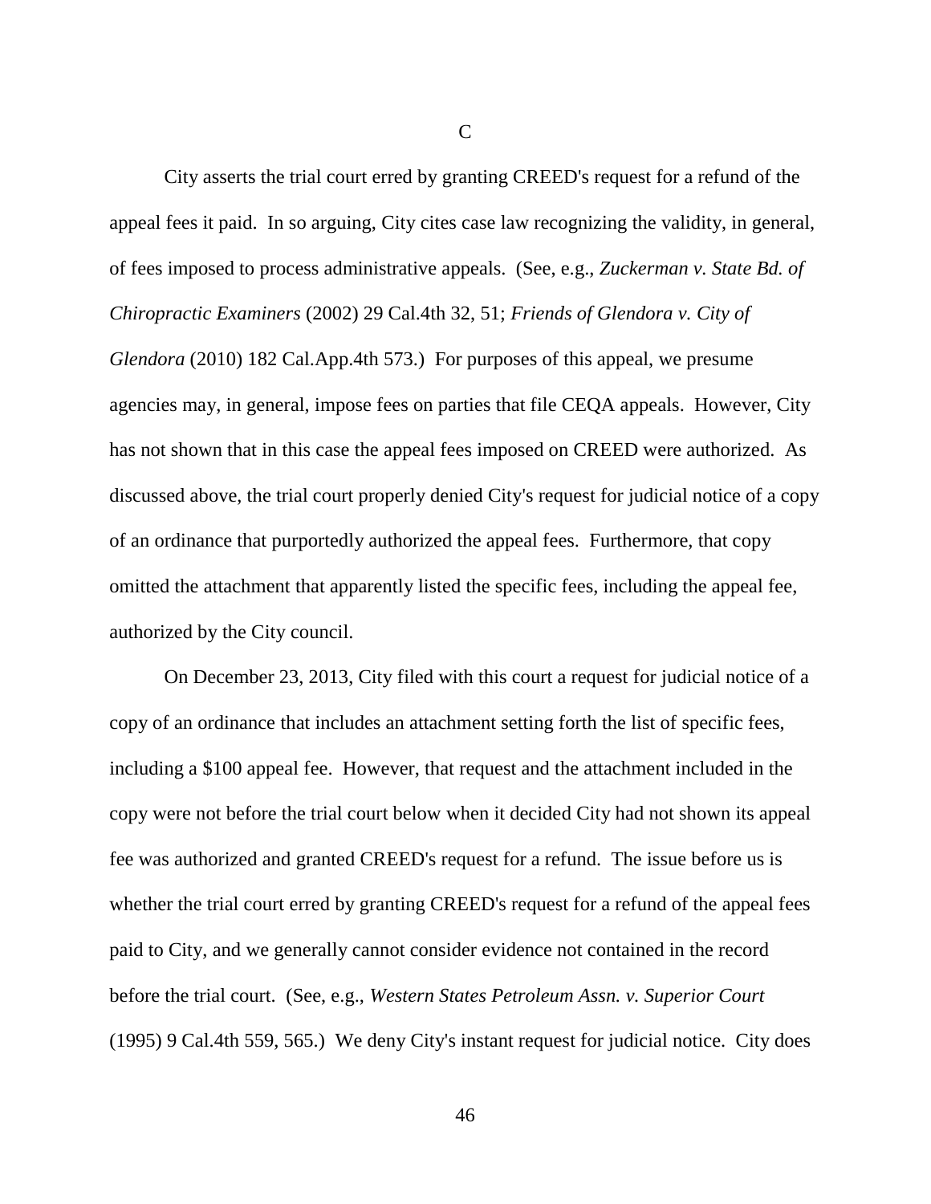C

City asserts the trial court erred by granting CREED's request for a refund of the appeal fees it paid. In so arguing, City cites case law recognizing the validity, in general, of fees imposed to process administrative appeals. (See, e.g., *Zuckerman v. State Bd. of Chiropractic Examiners* (2002) 29 Cal.4th 32, 51; *Friends of Glendora v. City of Glendora* (2010) 182 Cal.App.4th 573.) For purposes of this appeal, we presume agencies may, in general, impose fees on parties that file CEQA appeals. However, City has not shown that in this case the appeal fees imposed on CREED were authorized. As discussed above, the trial court properly denied City's request for judicial notice of a copy of an ordinance that purportedly authorized the appeal fees. Furthermore, that copy omitted the attachment that apparently listed the specific fees, including the appeal fee, authorized by the City council.

On December 23, 2013, City filed with this court a request for judicial notice of a copy of an ordinance that includes an attachment setting forth the list of specific fees, including a $100 appeal fee. However, that request and the attachment included in the copy were not before the trial court below when it decided City had not shown its appeal fee was authorized and granted CREED's request for a refund. The issue before us is whether the trial court erred by granting CREED's request for a refund of the appeal fees paid to City, and we generally cannot consider evidence not contained in the record before the trial court. (See, e.g., *Western States Petroleum Assn. v. Superior Court* (1995) 9 Cal.4th 559, 565.) We deny City's instant request for judicial notice. City does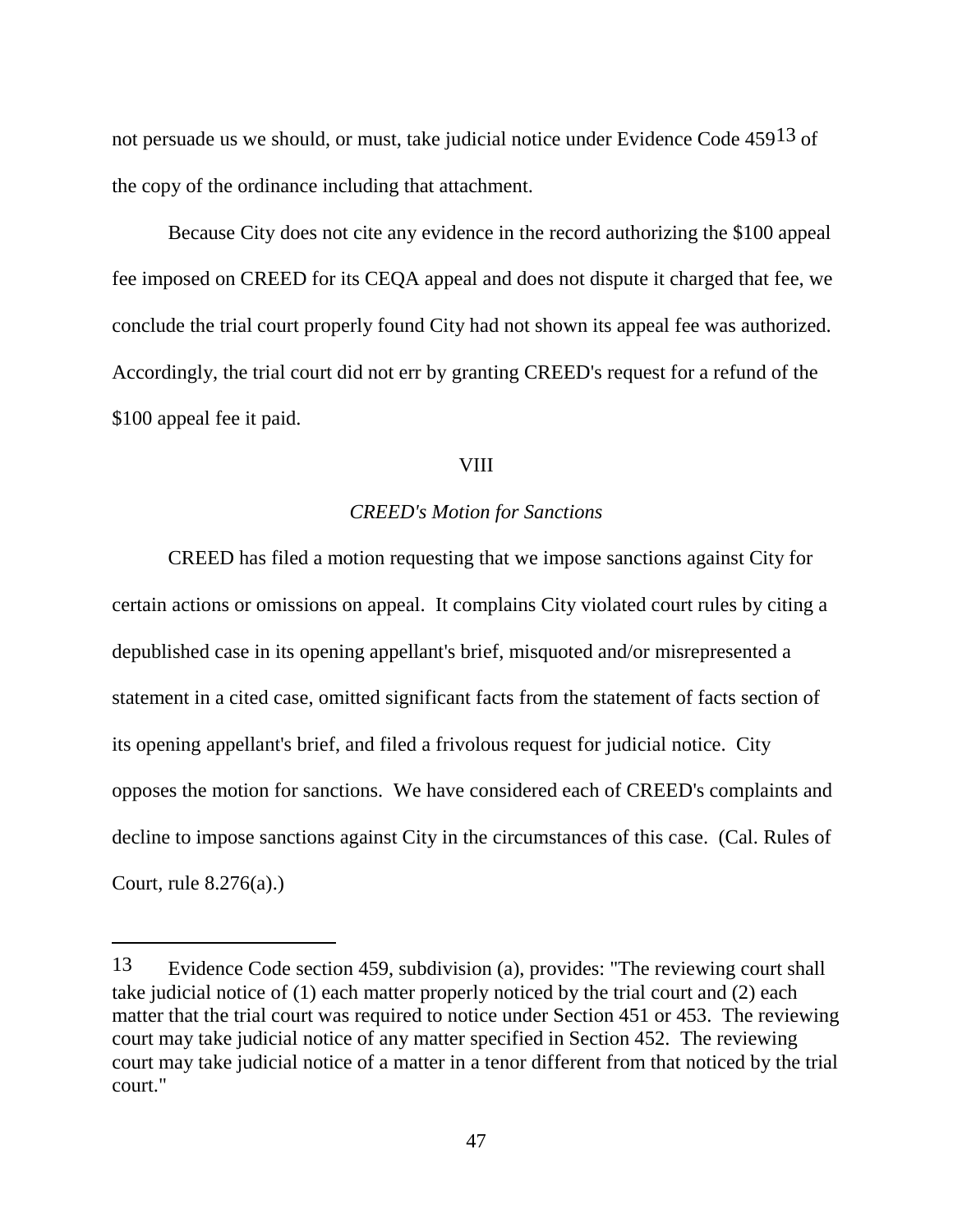not persuade us we should, or must, take judicial notice under Evidence Code 459[13] of the copy of the ordinance including that attachment.

Because City does not cite any evidence in the record authorizing the $100 appeal fee imposed on CREED for its CEQA appeal and does not dispute it charged that fee, we conclude the trial court properly found City had not shown its appeal fee was authorized. Accordingly, the trial court did not err by granting CREED's request for a refund of the $100 appeal fee it paid.

## VIII

### *CREED's Motion for Sanctions*

CREED has filed a motion requesting that we impose sanctions against City for certain actions or omissions on appeal. It complains City violated court rules by citing a depublished case in its opening appellant's brief, misquoted and/or misrepresented a statement in a cited case, omitted significant facts from the statement of facts section of its opening appellant's brief, and filed a frivolous request for judicial notice. City opposes the motion for sanctions. We have considered each of CREED's complaints and decline to impose sanctions against City in the circumstances of this case. (Cal. Rules of Court, rule 8.276(a).)

---

[13] Evidence Code section 459, subdivision (a), provides: "The reviewing court shall take judicial notice of (1) each matter properly noticed by the trial court and (2) each matter that the trial court was required to notice under Section 451 or 453. The reviewing court may take judicial notice of any matter specified in Section 452. The reviewing court may take judicial notice of a matter in a tenor different from that noticed by the trial court."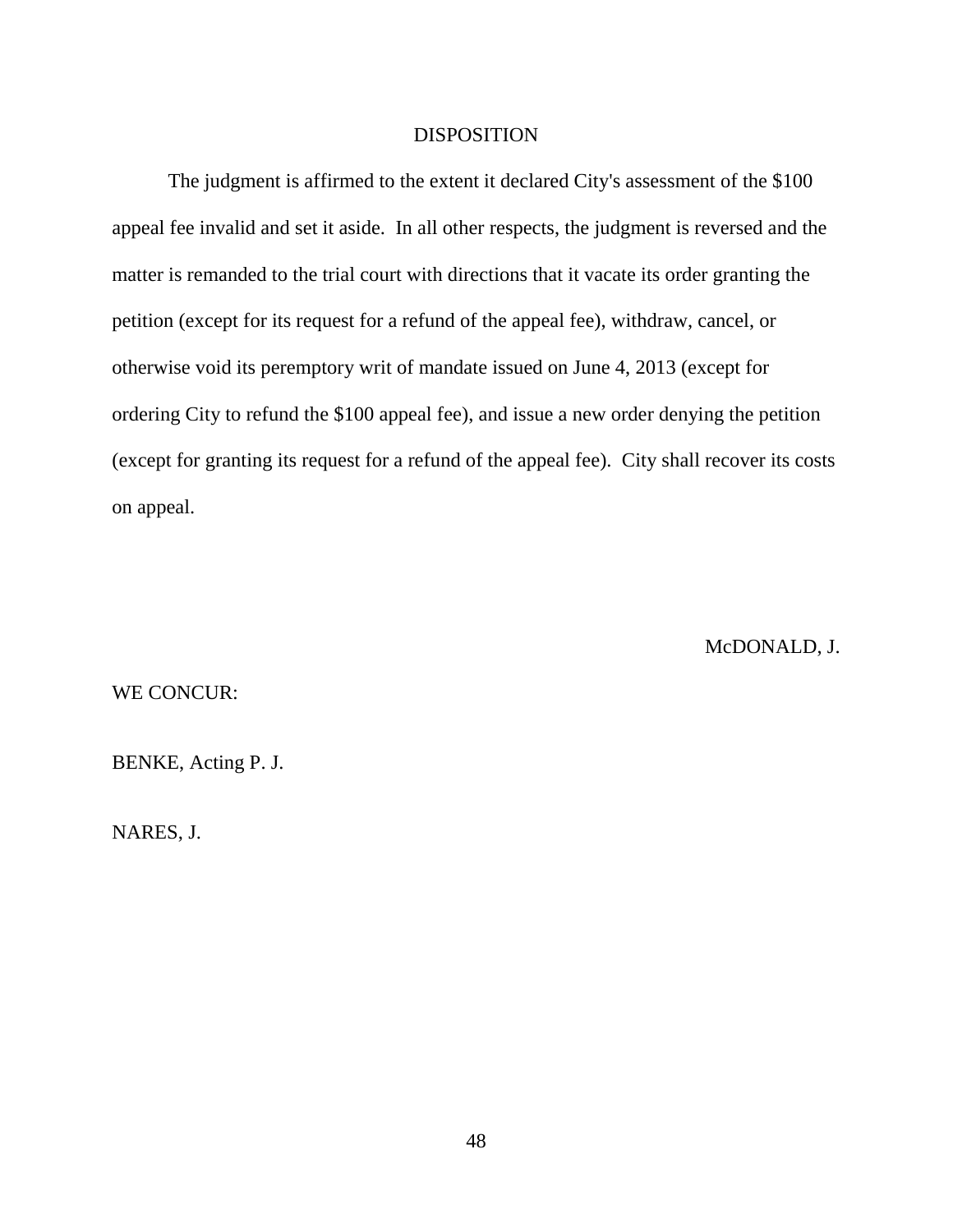## DISPOSITION

The judgment is affirmed to the extent it declared City's assessment of the $100 appeal fee invalid and set it aside. In all other respects, the judgment is reversed and the matter is remanded to the trial court with directions that it vacate its order granting the petition (except for its request for a refund of the appeal fee), withdraw, cancel, or otherwise void its peremptory writ of mandate issued on June 4, 2013 (except for ordering City to refund the $100 appeal fee), and issue a new order denying the petition (except for granting its request for a refund of the appeal fee). City shall recover its costs on appeal.

McDONALD, J.

WE CONCUR:

BENKE, Acting P. J.

NARES, J.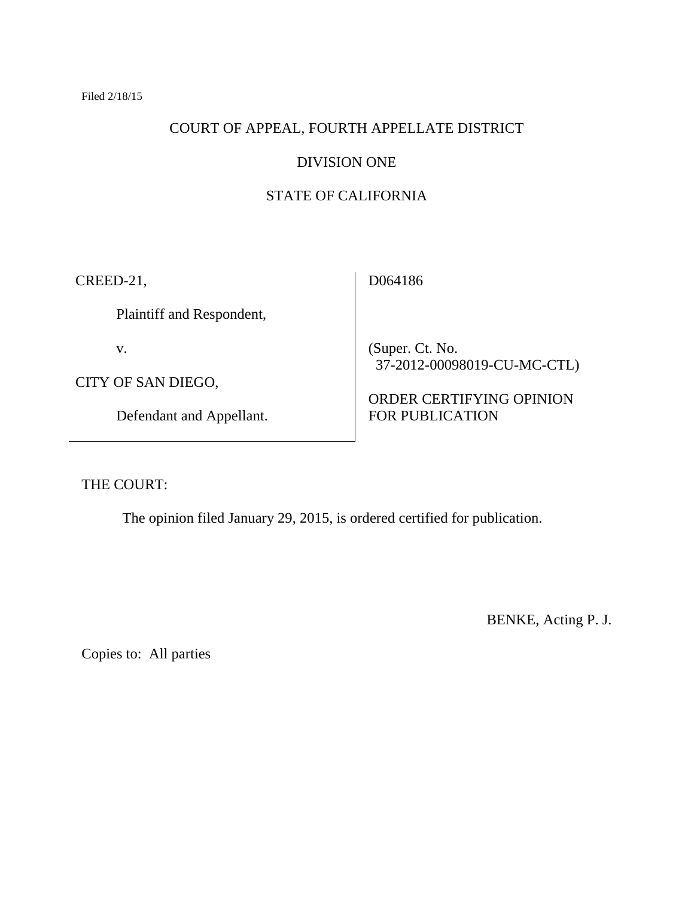Filed 2/18/15

COURT OF APPEAL, FOURTH APPELLATE DISTRICT

DIVISION ONE

STATE OF CALIFORNIA

| | |
|---|---|
| CREED-21,<br><br>Plaintiff and Respondent,<br><br>v.<br><br>CITY OF SAN DIEGO,<br><br>Defendant and Appellant. | D064186<br><br>(Super. Ct. No. 37-2012-00098019-CU-MC-CTL)<br><br>ORDER CERTIFYING OPINION FOR PUBLICATION |

THE COURT:

The opinion filed January 29, 2015, is ordered certified for publication.

BENKE, Acting P. J.

Copies to: All parties